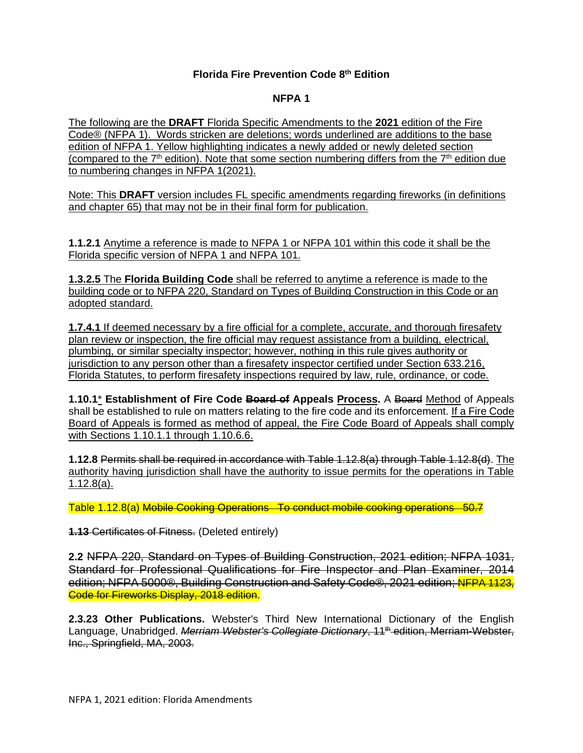**Florida Fire Prevention Code 8th Edition**

**NFPA 1**

The following are the **DRAFT** Florida Specific Amendments to the **2021** edition of the Fire Code® (NFPA 1). Words stricken are deletions; words underlined are additions to the base edition of NFPA 1. Yellow highlighting indicates a newly added or newly deleted section (compared to the 7th edition). Note that some section numbering differs from the 7th edition due to numbering changes in NFPA 1(2021).

Note: This **DRAFT** version includes FL specific amendments regarding fireworks (in definitions and chapter 65) that may not be in their final form for publication.

**1.1.2.1** Anytime a reference is made to NFPA 1 or NFPA 101 within this code it shall be the Florida specific version of NFPA 1 and NFPA 101.

**1.3.2.5** The **Florida Building Code** shall be referred to anytime a reference is made to the building code or to NFPA 220, Standard on Types of Building Construction in this Code or an adopted standard.

**1.7.4.1** If deemed necessary by a fire official for a complete, accurate, and thorough firesafety plan review or inspection, the fire official may request assistance from a building, electrical, plumbing, or similar specialty inspector; however, nothing in this rule gives authority or jurisdiction to any person other than a firesafety inspector certified under Section 633.216, Florida Statutes, to perform firesafety inspections required by law, rule, ordinance, or code.

**1.10.1\* Establishment of Fire Code ~~Board of~~ Appeals Process.** A ~~Board~~ Method of Appeals shall be established to rule on matters relating to the fire code and its enforcement. If a Fire Code Board of Appeals is formed as method of appeal, the Fire Code Board of Appeals shall comply with Sections 1.10.1.1 through 1.10.6.6.

**1.12.8** ~~Permits shall be required in accordance with Table 1.12.8(a) through Table 1.12.8(d).~~ The authority having jurisdiction shall have the authority to issue permits for the operations in Table 1.12.8(a).

Table 1.12.8(a) ~~Mobile Cooking Operations To conduct mobile cooking operations 50.7~~

~~**1.13** Certificates of Fitness.~~ (Deleted entirely)

**2.2** ~~NFPA 220, Standard on Types of Building Construction, 2021 edition; NFPA 1031, Standard for Professional Qualifications for Fire Inspector and Plan Examiner, 2014 edition; NFPA 5000®, Building Construction and Safety Code®, 2021 edition; NFPA 1123, Code for Fireworks Display, 2018 edition~~.

**2.3.23 Other Publications.** Webster's Third New International Dictionary of the English Language, Unabridged. ~~*Merriam Webster's Collegiate Dictionary*, 11th edition, Merriam-Webster, Inc., Springfield, MA, 2003.~~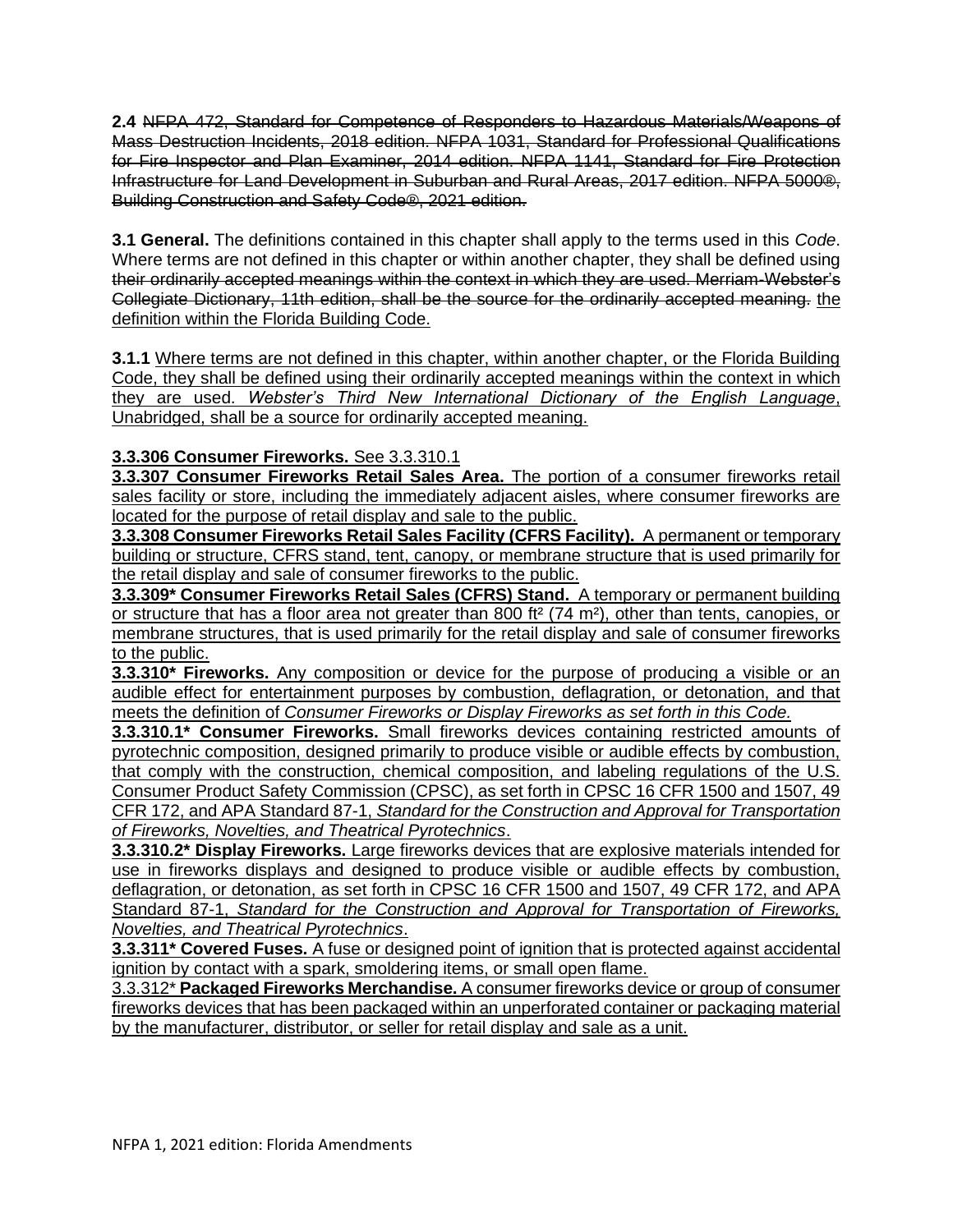**2.4** ~~NFPA 472, Standard for Competence of Responders to Hazardous Materials/Weapons of Mass Destruction Incidents, 2018 edition. NFPA 1031, Standard for Professional Qualifications for Fire Inspector and Plan Examiner, 2014 edition. NFPA 1141, Standard for Fire Protection Infrastructure for Land Development in Suburban and Rural Areas, 2017 edition. NFPA 5000®, Building Construction and Safety Code®, 2021 edition.~~

**3.1 General.** The definitions contained in this chapter shall apply to the terms used in this *Code*. Where terms are not defined in this chapter or within another chapter, they shall be defined using ~~their ordinarily accepted meanings within the context in which they are used. Merriam-Webster's Collegiate Dictionary, 11th edition, shall be the source for the ordinarily accepted meaning.~~ <u>the definition within the Florida Building Code.</u>

**3.1.1** <u>Where terms are not defined in this chapter, within another chapter, or the Florida Building Code, they shall be defined using their ordinarily accepted meanings within the context in which they are used. *Webster's Third New International Dictionary of the English Language*, Unabridged, shall be a source for ordinarily accepted meaning.</u>

<u>**3.3.306 Consumer Fireworks.** See 3.3.310.1</u>

<u>**3.3.307 Consumer Fireworks Retail Sales Area.** The portion of a consumer fireworks retail sales facility or store, including the immediately adjacent aisles, where consumer fireworks are located for the purpose of retail display and sale to the public.</u>

<u>**3.3.308 Consumer Fireworks Retail Sales Facility (CFRS Facility).** A permanent or temporary building or structure, CFRS stand, tent, canopy, or membrane structure that is used primarily for the retail display and sale of consumer fireworks to the public.</u>

<u>**3.3.309* Consumer Fireworks Retail Sales (CFRS) Stand.** A temporary or permanent building or structure that has a floor area not greater than 800 ft² (74 m²), other than tents, canopies, or membrane structures, that is used primarily for the retail display and sale of consumer fireworks to the public.</u>

<u>**3.3.310* Fireworks.** Any composition or device for the purpose of producing a visible or an audible effect for entertainment purposes by combustion, deflagration, or detonation, and that meets the definition of *Consumer Fireworks or Display Fireworks as set forth in this Code.*</u>

<u>**3.3.310.1* Consumer Fireworks.** Small fireworks devices containing restricted amounts of pyrotechnic composition, designed primarily to produce visible or audible effects by combustion, that comply with the construction, chemical composition, and labeling regulations of the U.S. Consumer Product Safety Commission (CPSC), as set forth in CPSC 16 CFR 1500 and 1507, 49 CFR 172, and APA Standard 87-1, *Standard for the Construction and Approval for Transportation of Fireworks, Novelties, and Theatrical Pyrotechnics*.</u>

<u>**3.3.310.2* Display Fireworks.** Large fireworks devices that are explosive materials intended for use in fireworks displays and designed to produce visible or audible effects by combustion, deflagration, or detonation, as set forth in CPSC 16 CFR 1500 and 1507, 49 CFR 172, and APA Standard 87-1, *Standard for the Construction and Approval for Transportation of Fireworks, Novelties, and Theatrical Pyrotechnics*.</u>

<u>**3.3.311* Covered Fuses.** A fuse or designed point of ignition that is protected against accidental ignition by contact with a spark, smoldering items, or small open flame.</u>

<u>3.3.312* **Packaged Fireworks Merchandise.** A consumer fireworks device or group of consumer fireworks devices that has been packaged within an unperforated container or packaging material by the manufacturer, distributor, or seller for retail display and sale as a unit.</u>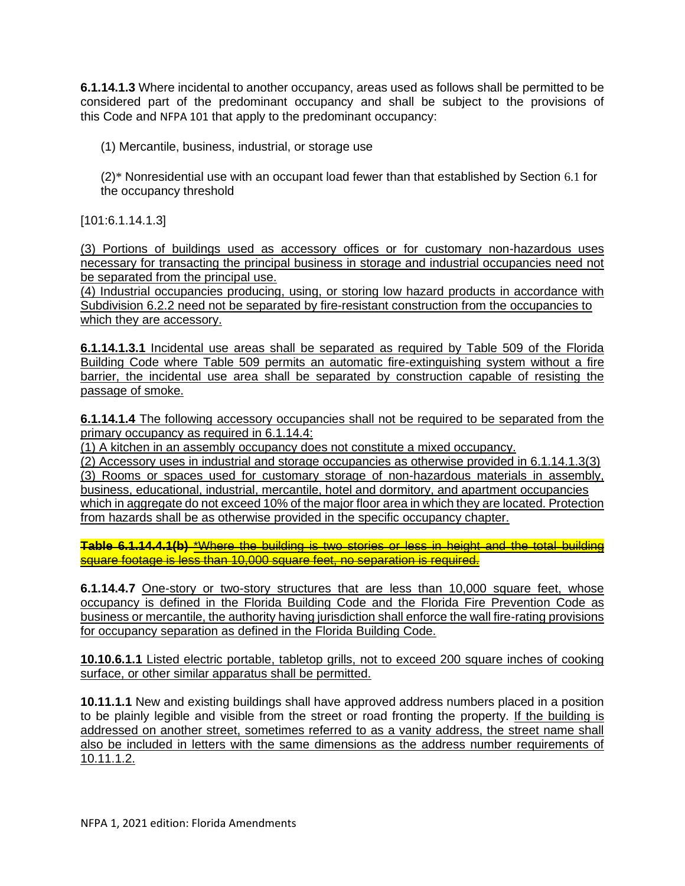**6.1.14.1.3** Where incidental to another occupancy, areas used as follows shall be permitted to be considered part of the predominant occupancy and shall be subject to the provisions of this Code and NFPA 101 that apply to the predominant occupancy:

(1) Mercantile, business, industrial, or storage use

(2)* Nonresidential use with an occupant load fewer than that established by Section 6.1 for the occupancy threshold

[101:6.1.14.1.3]

<u>(3) Portions of buildings used as accessory offices or for customary non-hazardous uses necessary for transacting the principal business in storage and industrial occupancies need not be separated from the principal use.</u>
<u>(4) Industrial occupancies producing, using, or storing low hazard products in accordance with Subdivision 6.2.2 need not be separated by fire-resistant construction from the occupancies to which they are accessory.</u>

**6.1.14.1.3.1** <u>Incidental use areas shall be separated as required by Table 509 of the Florida Building Code where Table 509 permits an automatic fire-extinguishing system without a fire barrier, the incidental use area shall be separated by construction capable of resisting the passage of smoke.</u>

**6.1.14.1.4** <u>The following accessory occupancies shall not be required to be separated from the primary occupancy as required in 6.1.14.4:</u>
<u>(1) A kitchen in an assembly occupancy does not constitute a mixed occupancy.</u>
<u>(2) Accessory uses in industrial and storage occupancies as otherwise provided in 6.1.14.1.3(3)</u>
<u>(3) Rooms or spaces used for customary storage of non-hazardous materials in assembly, business, educational, industrial, mercantile, hotel and dormitory, and apartment occupancies which in aggregate do not exceed 10% of the major floor area in which they are located. Protection from hazards shall be as otherwise provided in the specific occupancy chapter.</u>

~~**Table 6.1.14.4.1(b)** *Where the building is two stories or less in height and the total building square footage is less than 10,000 square feet, no separation is required.~~

**6.1.14.4.7** <u>One-story or two-story structures that are less than 10,000 square feet, whose occupancy is defined in the Florida Building Code and the Florida Fire Prevention Code as business or mercantile, the authority having jurisdiction shall enforce the wall fire-rating provisions for occupancy separation as defined in the Florida Building Code.</u>

**10.10.6.1.1** <u>Listed electric portable, tabletop grills, not to exceed 200 square inches of cooking surface, or other similar apparatus shall be permitted.</u>

**10.11.1.1** New and existing buildings shall have approved address numbers placed in a position to be plainly legible and visible from the street or road fronting the property. <u>If the building is addressed on another street, sometimes referred to as a vanity address, the street name shall also be included in letters with the same dimensions as the address number requirements of 10.11.1.2.</u>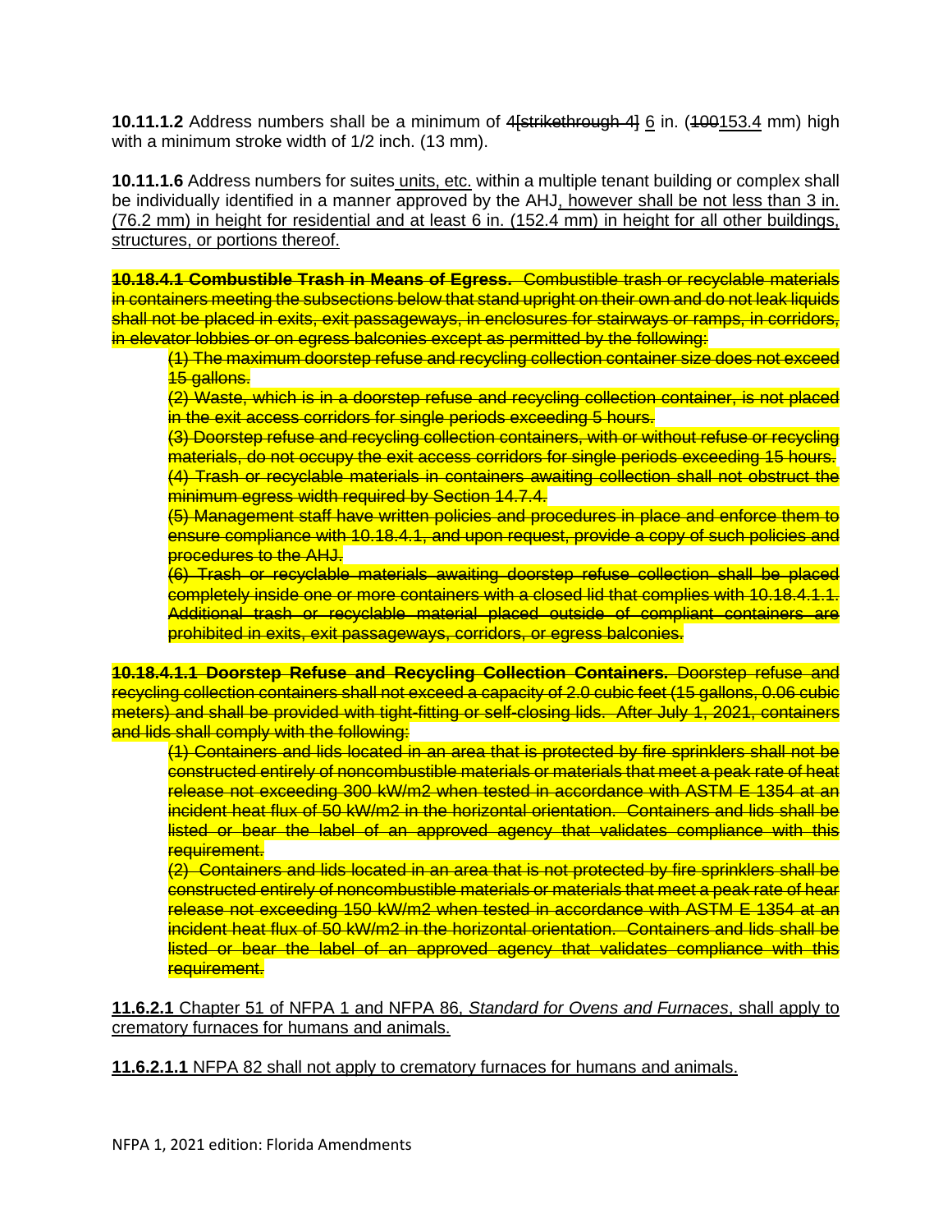**10.11.1.2** Address numbers shall be a minimum of ~~4~~[strikethrough 4] <u>6</u> in. (~~100~~<u>153.4</u> mm) high with a minimum stroke width of 1/2 inch. (13 mm).

**10.11.1.6** Address numbers for suites <u>units, etc.</u> within a multiple tenant building or complex shall be individually identified in a manner approved by the AHJ<u>, however shall be not less than 3 in. (76.2 mm) in height for residential and at least 6 in. (152.4 mm) in height for all other buildings, structures, or portions thereof.</u>

~~**10.18.4.1 Combustible Trash in Means of Egress.** Combustible trash or recyclable materials in containers meeting the subsections below that stand upright on their own and do not leak liquids shall not be placed in exits, exit passageways, in enclosures for stairways or ramps, in corridors, in elevator lobbies or on egress balconies except as permitted by the following:~~

~~(1) The maximum doorstep refuse and recycling collection container size does not exceed 15 gallons.~~

~~(2) Waste, which is in a doorstep refuse and recycling collection container, is not placed in the exit access corridors for single periods exceeding 5 hours.~~

~~(3) Doorstep refuse and recycling collection containers, with or without refuse or recycling materials, do not occupy the exit access corridors for single periods exceeding 15 hours.~~

~~(4) Trash or recyclable materials in containers awaiting collection shall not obstruct the minimum egress width required by Section 14.7.4.~~

~~(5) Management staff have written policies and procedures in place and enforce them to ensure compliance with 10.18.4.1, and upon request, provide a copy of such policies and procedures to the AHJ.~~

~~(6) Trash or recyclable materials awaiting doorstep refuse collection shall be placed completely inside one or more containers with a closed lid that complies with 10.18.4.1.1. Additional trash or recyclable material placed outside of compliant containers are prohibited in exits, exit passageways, corridors, or egress balconies.~~

~~**10.18.4.1.1 Doorstep Refuse and Recycling Collection Containers.** Doorstep refuse and recycling collection containers shall not exceed a capacity of 2.0 cubic feet (15 gallons, 0.06 cubic meters) and shall be provided with tight-fitting or self-closing lids. After July 1, 2021, containers and lids shall comply with the following:~~

~~(1) Containers and lids located in an area that is protected by fire sprinklers shall not be constructed entirely of noncombustible materials or materials that meet a peak rate of heat release not exceeding 300 kW/m2 when tested in accordance with ASTM E 1354 at an incident heat flux of 50 kW/m2 in the horizontal orientation. Containers and lids shall be listed or bear the label of an approved agency that validates compliance with this requirement.~~

~~(2) Containers and lids located in an area that is not protected by fire sprinklers shall be constructed entirely of noncombustible materials or materials that meet a peak rate of hear release not exceeding 150 kW/m2 when tested in accordance with ASTM E 1354 at an incident heat flux of 50 kW/m2 in the horizontal orientation. Containers and lids shall be listed or bear the label of an approved agency that validates compliance with this requirement.~~

<u>**11.6.2.1** Chapter 51 of NFPA 1 and NFPA 86, *Standard for Ovens and Furnaces*, shall apply to crematory furnaces for humans and animals.</u>

<u>**11.6.2.1.1** NFPA 82 shall not apply to crematory furnaces for humans and animals.</u>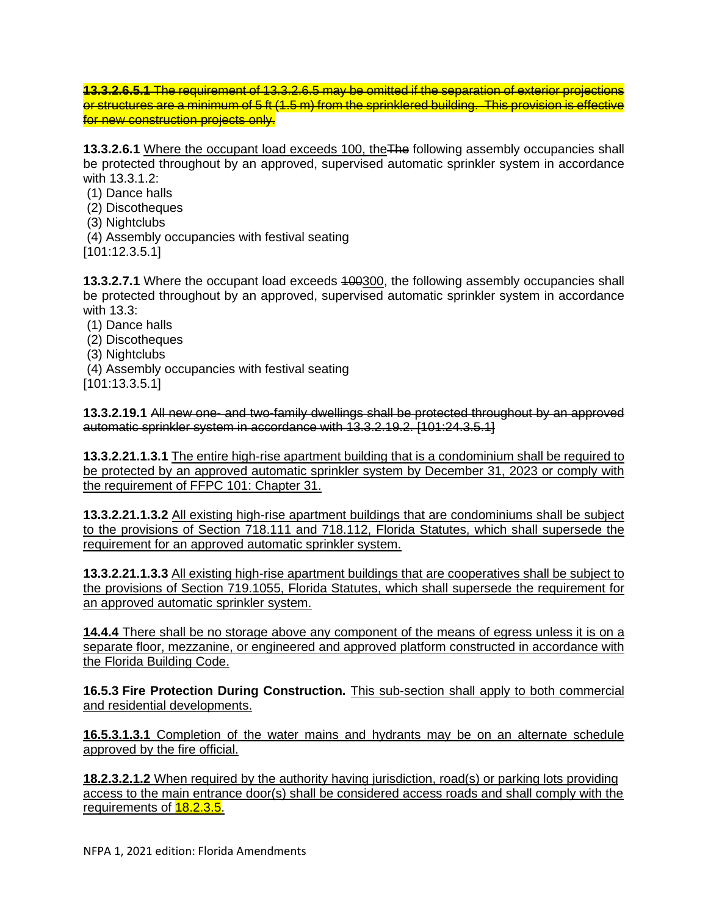~~**13.3.2.6.5.1** The requirement of 13.3.2.6.5 may be omitted if the separation of exterior projections or structures are a minimum of 5 ft (1.5 m) from the sprinklered building. This provision is effective for new construction projects only.~~

**13.3.2.6.1** <u>Where the occupant load exceeds 100, the</u>~~The~~ following assembly occupancies shall be protected throughout by an approved, supervised automatic sprinkler system in accordance with 13.3.1.2:

(1) Dance halls
(2) Discotheques
(3) Nightclubs
(4) Assembly occupancies with festival seating

[101:12.3.5.1]

**13.3.2.7.1** Where the occupant load exceeds ~~100~~<u>300</u>, the following assembly occupancies shall be protected throughout by an approved, supervised automatic sprinkler system in accordance with 13.3:

(1) Dance halls
(2) Discotheques
(3) Nightclubs
(4) Assembly occupancies with festival seating

[101:13.3.5.1]

**13.3.2.19.1** ~~All new one- and two-family dwellings shall be protected throughout by an approved automatic sprinkler system in accordance with 13.3.2.19.2. [101:24.3.5.1]~~

**13.3.2.21.1.3.1** <u>The entire high-rise apartment building that is a condominium shall be required to be protected by an approved automatic sprinkler system by December 31, 2023 or comply with the requirement of FFPC 101: Chapter 31.</u>

**13.3.2.21.1.3.2** <u>All existing high-rise apartment buildings that are condominiums shall be subject to the provisions of Section 718.111 and 718.112, Florida Statutes, which shall supersede the requirement for an approved automatic sprinkler system.</u>

**13.3.2.21.1.3.3** <u>All existing high-rise apartment buildings that are cooperatives shall be subject to the provisions of Section 719.1055, Florida Statutes, which shall supersede the requirement for an approved automatic sprinkler system.</u>

<u>**14.4.4** There shall be no storage above any component of the means of egress unless it is on a separate floor, mezzanine, or engineered and approved platform constructed in accordance with the Florida Building Code.</u>

**16.5.3 Fire Protection During Construction.** <u>This sub-section shall apply to both commercial and residential developments.</u>

<u>**16.5.3.1.3.1** Completion of the water mains and hydrants may be on an alternate schedule approved by the fire official.</u>

<u>**18.2.3.2.1.2** When required by the authority having jurisdiction, road(s) or parking lots providing access to the main entrance door(s) shall be considered access roads and shall comply with the requirements of 18.2.3.5.</u>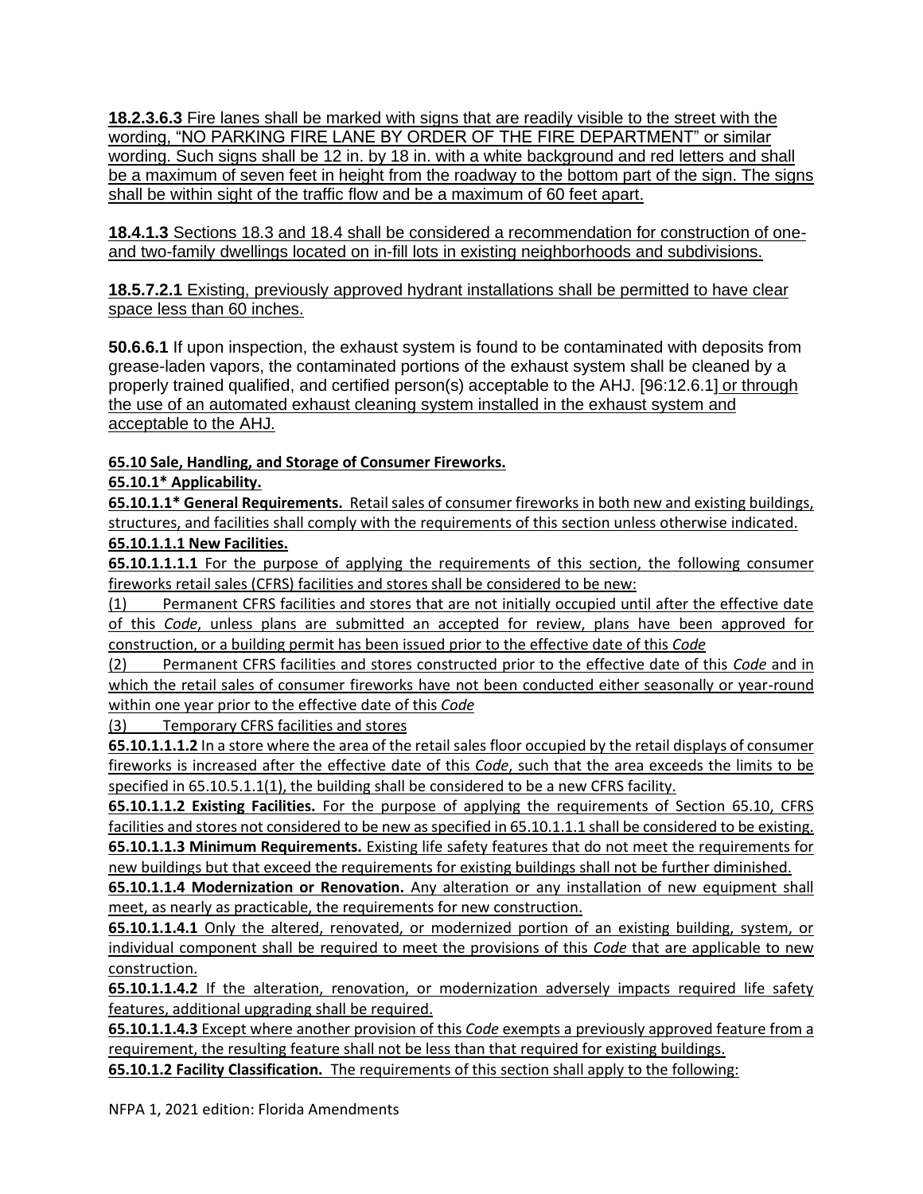**18.2.3.6.3** Fire lanes shall be marked with signs that are readily visible to the street with the wording, "NO PARKING FIRE LANE BY ORDER OF THE FIRE DEPARTMENT" or similar wording. Such signs shall be 12 in. by 18 in. with a white background and red letters and shall be a maximum of seven feet in height from the roadway to the bottom part of the sign. The signs shall be within sight of the traffic flow and be a maximum of 60 feet apart.

**18.4.1.3** Sections 18.3 and 18.4 shall be considered a recommendation for construction of one- and two-family dwellings located on in-fill lots in existing neighborhoods and subdivisions.

**18.5.7.2.1** Existing, previously approved hydrant installations shall be permitted to have clear space less than 60 inches.

**50.6.6.1** If upon inspection, the exhaust system is found to be contaminated with deposits from grease-laden vapors, the contaminated portions of the exhaust system shall be cleaned by a properly trained qualified, and certified person(s) acceptable to the AHJ. [96:12.6.1] or through the use of an automated exhaust cleaning system installed in the exhaust system and acceptable to the AHJ.

**65.10 Sale, Handling, and Storage of Consumer Fireworks.**

**65.10.1* Applicability.**

**65.10.1.1* General Requirements.** Retail sales of consumer fireworks in both new and existing buildings, structures, and facilities shall comply with the requirements of this section unless otherwise indicated.

**65.10.1.1.1 New Facilities.**

**65.10.1.1.1.1** For the purpose of applying the requirements of this section, the following consumer fireworks retail sales (CFRS) facilities and stores shall be considered to be new:

(1) Permanent CFRS facilities and stores that are not initially occupied until after the effective date of this *Code*, unless plans are submitted an accepted for review, plans have been approved for construction, or a building permit has been issued prior to the effective date of this *Code*

(2) Permanent CFRS facilities and stores constructed prior to the effective date of this *Code* and in which the retail sales of consumer fireworks have not been conducted either seasonally or year-round within one year prior to the effective date of this *Code*

(3) Temporary CFRS facilities and stores

**65.10.1.1.1.2** In a store where the area of the retail sales floor occupied by the retail displays of consumer fireworks is increased after the effective date of this *Code*, such that the area exceeds the limits to be specified in 65.10.5.1.1(1), the building shall be considered to be a new CFRS facility.

**65.10.1.1.2 Existing Facilities.** For the purpose of applying the requirements of Section 65.10, CFRS facilities and stores not considered to be new as specified in 65.10.1.1.1 shall be considered to be existing.

**65.10.1.1.3 Minimum Requirements.** Existing life safety features that do not meet the requirements for new buildings but that exceed the requirements for existing buildings shall not be further diminished.

**65.10.1.1.4 Modernization or Renovation.** Any alteration or any installation of new equipment shall meet, as nearly as practicable, the requirements for new construction.

**65.10.1.1.4.1** Only the altered, renovated, or modernized portion of an existing building, system, or individual component shall be required to meet the provisions of this *Code* that are applicable to new construction.

**65.10.1.1.4.2** If the alteration, renovation, or modernization adversely impacts required life safety features, additional upgrading shall be required.

**65.10.1.1.4.3** Except where another provision of this *Code* exempts a previously approved feature from a requirement, the resulting feature shall not be less than that required for existing buildings.

**65.10.1.2 Facility Classification.** The requirements of this section shall apply to the following: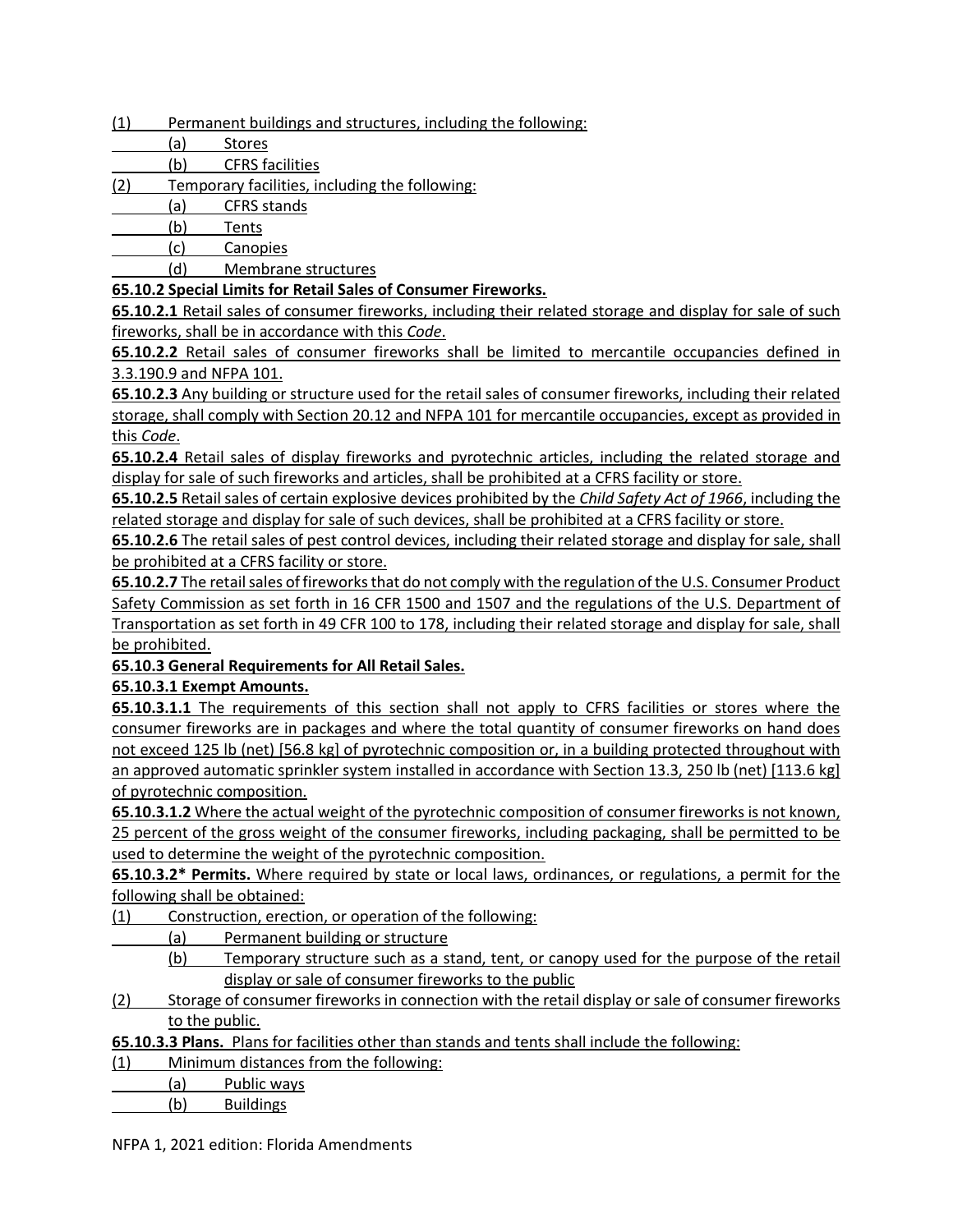(1) Permanent buildings and structures, including the following:

  (a) Stores

  (b) CFRS facilities

(2) Temporary facilities, including the following:

  (a) CFRS stands

  (b) Tents

  (c) Canopies

  (d) Membrane structures

**65.10.2 Special Limits for Retail Sales of Consumer Fireworks.**

**65.10.2.1** Retail sales of consumer fireworks, including their related storage and display for sale of such fireworks, shall be in accordance with this *Code*.

**65.10.2.2** Retail sales of consumer fireworks shall be limited to mercantile occupancies defined in 3.3.190.9 and NFPA 101.

**65.10.2.3** Any building or structure used for the retail sales of consumer fireworks, including their related storage, shall comply with Section 20.12 and NFPA 101 for mercantile occupancies, except as provided in this *Code*.

**65.10.2.4** Retail sales of display fireworks and pyrotechnic articles, including the related storage and display for sale of such fireworks and articles, shall be prohibited at a CFRS facility or store.

**65.10.2.5** Retail sales of certain explosive devices prohibited by the *Child Safety Act of 1966*, including the related storage and display for sale of such devices, shall be prohibited at a CFRS facility or store.

**65.10.2.6** The retail sales of pest control devices, including their related storage and display for sale, shall be prohibited at a CFRS facility or store.

**65.10.2.7** The retail sales of fireworks that do not comply with the regulation of the U.S. Consumer Product Safety Commission as set forth in 16 CFR 1500 and 1507 and the regulations of the U.S. Department of Transportation as set forth in 49 CFR 100 to 178, including their related storage and display for sale, shall be prohibited.

**65.10.3 General Requirements for All Retail Sales.**

**65.10.3.1 Exempt Amounts.**

**65.10.3.1.1** The requirements of this section shall not apply to CFRS facilities or stores where the consumer fireworks are in packages and where the total quantity of consumer fireworks on hand does not exceed 125 lb (net) [56.8 kg] of pyrotechnic composition or, in a building protected throughout with an approved automatic sprinkler system installed in accordance with Section 13.3, 250 lb (net) [113.6 kg] of pyrotechnic composition.

**65.10.3.1.2** Where the actual weight of the pyrotechnic composition of consumer fireworks is not known, 25 percent of the gross weight of the consumer fireworks, including packaging, shall be permitted to be used to determine the weight of the pyrotechnic composition.

**65.10.3.2\* Permits.** Where required by state or local laws, ordinances, or regulations, a permit for the following shall be obtained:

(1) Construction, erection, or operation of the following:

  (a) Permanent building or structure

  (b) Temporary structure such as a stand, tent, or canopy used for the purpose of the retail display or sale of consumer fireworks to the public

(2) Storage of consumer fireworks in connection with the retail display or sale of consumer fireworks to the public.

**65.10.3.3 Plans.** Plans for facilities other than stands and tents shall include the following:

(1) Minimum distances from the following:

  (a) Public ways

  (b) Buildings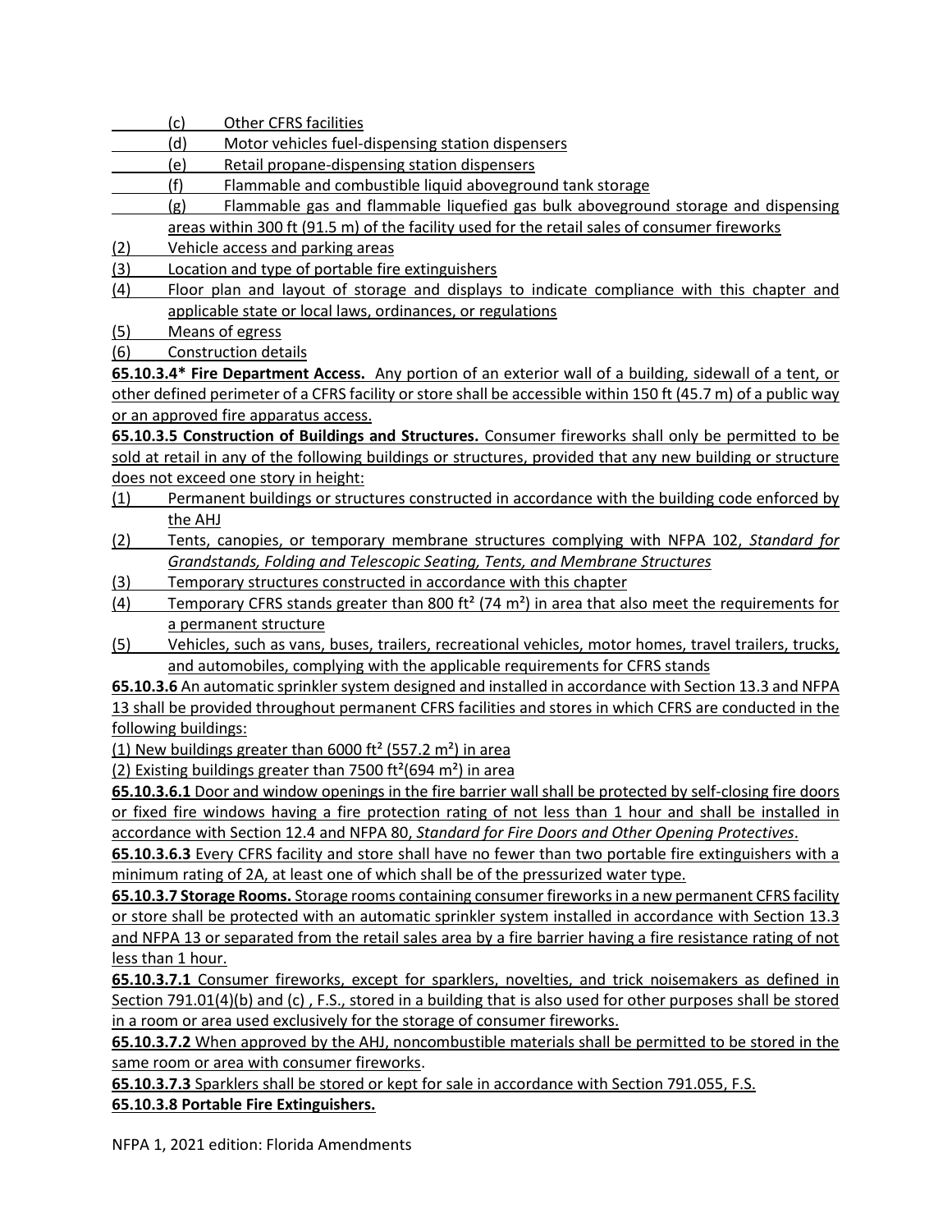(c) Other CFRS facilities

(d) Motor vehicles fuel-dispensing station dispensers

(e) Retail propane-dispensing station dispensers

(f) Flammable and combustible liquid aboveground tank storage

(g) Flammable gas and flammable liquefied gas bulk aboveground storage and dispensing areas within 300 ft (91.5 m) of the facility used for the retail sales of consumer fireworks

(2) Vehicle access and parking areas

(3) Location and type of portable fire extinguishers

(4) Floor plan and layout of storage and displays to indicate compliance with this chapter and applicable state or local laws, ordinances, or regulations

(5) Means of egress

(6) Construction details

**65.10.3.4* Fire Department Access.** Any portion of an exterior wall of a building, sidewall of a tent, or other defined perimeter of a CFRS facility or store shall be accessible within 150 ft (45.7 m) of a public way or an approved fire apparatus access.

**65.10.3.5 Construction of Buildings and Structures.** Consumer fireworks shall only be permitted to be sold at retail in any of the following buildings or structures, provided that any new building or structure does not exceed one story in height:

(1) Permanent buildings or structures constructed in accordance with the building code enforced by the AHJ

(2) Tents, canopies, or temporary membrane structures complying with NFPA 102, *Standard for Grandstands, Folding and Telescopic Seating, Tents, and Membrane Structures*

(3) Temporary structures constructed in accordance with this chapter

(4) Temporary CFRS stands greater than 800 ft² (74 m²) in area that also meet the requirements for a permanent structure

(5) Vehicles, such as vans, buses, trailers, recreational vehicles, motor homes, travel trailers, trucks, and automobiles, complying with the applicable requirements for CFRS stands

**65.10.3.6** An automatic sprinkler system designed and installed in accordance with Section 13.3 and NFPA 13 shall be provided throughout permanent CFRS facilities and stores in which CFRS are conducted in the following buildings:

(1) New buildings greater than 6000 ft² (557.2 m²) in area

(2) Existing buildings greater than 7500 ft²(694 m²) in area

**65.10.3.6.1** Door and window openings in the fire barrier wall shall be protected by self-closing fire doors or fixed fire windows having a fire protection rating of not less than 1 hour and shall be installed in accordance with Section 12.4 and NFPA 80, *Standard for Fire Doors and Other Opening Protectives*.

**65.10.3.6.3** Every CFRS facility and store shall have no fewer than two portable fire extinguishers with a minimum rating of 2A, at least one of which shall be of the pressurized water type.

**65.10.3.7 Storage Rooms.** Storage rooms containing consumer fireworks in a new permanent CFRS facility or store shall be protected with an automatic sprinkler system installed in accordance with Section 13.3 and NFPA 13 or separated from the retail sales area by a fire barrier having a fire resistance rating of not less than 1 hour.

**65.10.3.7.1** Consumer fireworks, except for sparklers, novelties, and trick noisemakers as defined in Section 791.01(4)(b) and (c) , F.S., stored in a building that is also used for other purposes shall be stored in a room or area used exclusively for the storage of consumer fireworks.

**65.10.3.7.2** When approved by the AHJ, noncombustible materials shall be permitted to be stored in the same room or area with consumer fireworks.

**65.10.3.7.3** Sparklers shall be stored or kept for sale in accordance with Section 791.055, F.S.

**65.10.3.8 Portable Fire Extinguishers.**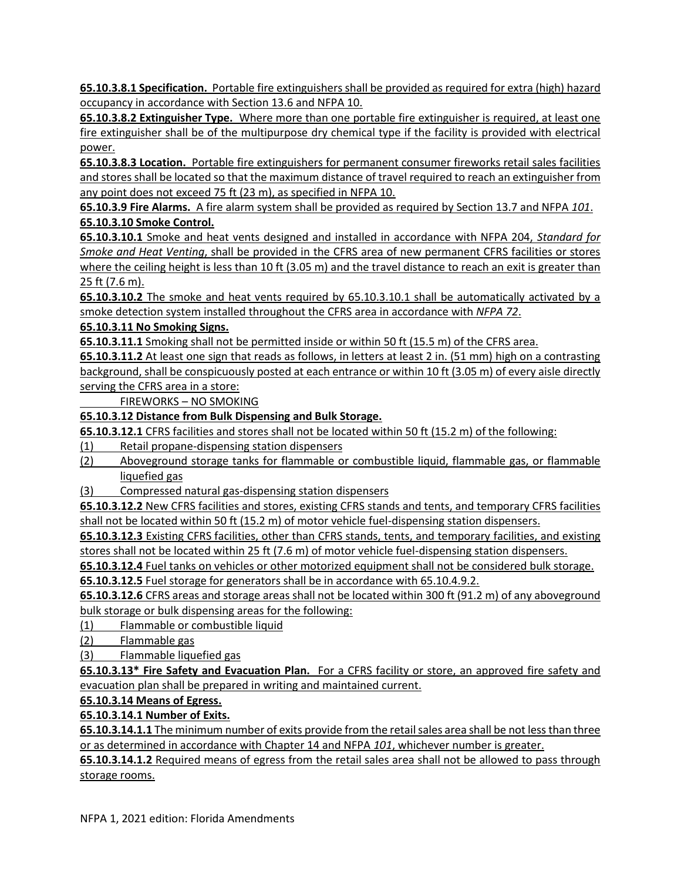**65.10.3.8.1 Specification.** Portable fire extinguishers shall be provided as required for extra (high) hazard occupancy in accordance with Section 13.6 and NFPA 10.

**65.10.3.8.2 Extinguisher Type.** Where more than one portable fire extinguisher is required, at least one fire extinguisher shall be of the multipurpose dry chemical type if the facility is provided with electrical power.

**65.10.3.8.3 Location.** Portable fire extinguishers for permanent consumer fireworks retail sales facilities and stores shall be located so that the maximum distance of travel required to reach an extinguisher from any point does not exceed 75 ft (23 m), as specified in NFPA 10.

**65.10.3.9 Fire Alarms.** A fire alarm system shall be provided as required by Section 13.7 and NFPA *101*.

**65.10.3.10 Smoke Control.**

**65.10.3.10.1** Smoke and heat vents designed and installed in accordance with NFPA 204, *Standard for Smoke and Heat Venting*, shall be provided in the CFRS area of new permanent CFRS facilities or stores where the ceiling height is less than 10 ft (3.05 m) and the travel distance to reach an exit is greater than 25 ft (7.6 m).

**65.10.3.10.2** The smoke and heat vents required by 65.10.3.10.1 shall be automatically activated by a smoke detection system installed throughout the CFRS area in accordance with *NFPA 72*.

**65.10.3.11 No Smoking Signs.**

**65.10.3.11.1** Smoking shall not be permitted inside or within 50 ft (15.5 m) of the CFRS area.

**65.10.3.11.2** At least one sign that reads as follows, in letters at least 2 in. (51 mm) high on a contrasting background, shall be conspicuously posted at each entrance or within 10 ft (3.05 m) of every aisle directly serving the CFRS area in a store:

FIREWORKS – NO SMOKING

**65.10.3.12 Distance from Bulk Dispensing and Bulk Storage.**

**65.10.3.12.1** CFRS facilities and stores shall not be located within 50 ft (15.2 m) of the following:

(1) Retail propane-dispensing station dispensers

(2) Aboveground storage tanks for flammable or combustible liquid, flammable gas, or flammable liquefied gas

(3) Compressed natural gas-dispensing station dispensers

**65.10.3.12.2** New CFRS facilities and stores, existing CFRS stands and tents, and temporary CFRS facilities shall not be located within 50 ft (15.2 m) of motor vehicle fuel-dispensing station dispensers.

**65.10.3.12.3** Existing CFRS facilities, other than CFRS stands, tents, and temporary facilities, and existing stores shall not be located within 25 ft (7.6 m) of motor vehicle fuel-dispensing station dispensers.

**65.10.3.12.4** Fuel tanks on vehicles or other motorized equipment shall not be considered bulk storage.

**65.10.3.12.5** Fuel storage for generators shall be in accordance with 65.10.4.9.2.

**65.10.3.12.6** CFRS areas and storage areas shall not be located within 300 ft (91.2 m) of any aboveground bulk storage or bulk dispensing areas for the following:

(1) Flammable or combustible liquid

(2) Flammable gas

(3) Flammable liquefied gas

**65.10.3.13* Fire Safety and Evacuation Plan.** For a CFRS facility or store, an approved fire safety and evacuation plan shall be prepared in writing and maintained current.

**65.10.3.14 Means of Egress.**

**65.10.3.14.1 Number of Exits.**

**65.10.3.14.1.1** The minimum number of exits provide from the retail sales area shall be not less than three or as determined in accordance with Chapter 14 and NFPA *101*, whichever number is greater.

**65.10.3.14.1.2** Required means of egress from the retail sales area shall not be allowed to pass through storage rooms.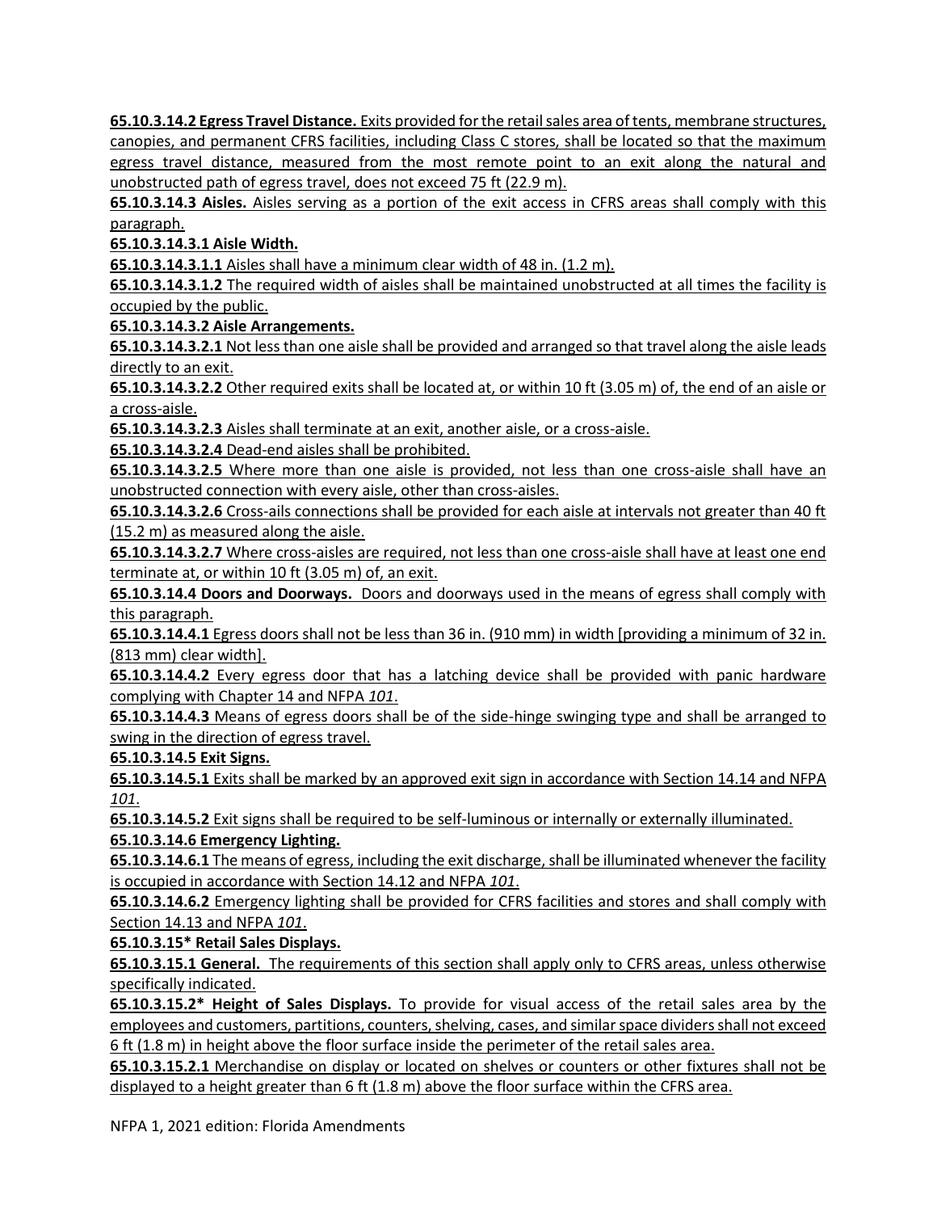**65.10.3.14.2 Egress Travel Distance.** Exits provided for the retail sales area of tents, membrane structures, canopies, and permanent CFRS facilities, including Class C stores, shall be located so that the maximum egress travel distance, measured from the most remote point to an exit along the natural and unobstructed path of egress travel, does not exceed 75 ft (22.9 m).

**65.10.3.14.3 Aisles.** Aisles serving as a portion of the exit access in CFRS areas shall comply with this paragraph.

**65.10.3.14.3.1 Aisle Width.**

**65.10.3.14.3.1.1** Aisles shall have a minimum clear width of 48 in. (1.2 m).

**65.10.3.14.3.1.2** The required width of aisles shall be maintained unobstructed at all times the facility is occupied by the public.

**65.10.3.14.3.2 Aisle Arrangements.**

**65.10.3.14.3.2.1** Not less than one aisle shall be provided and arranged so that travel along the aisle leads directly to an exit.

**65.10.3.14.3.2.2** Other required exits shall be located at, or within 10 ft (3.05 m) of, the end of an aisle or a cross-aisle.

**65.10.3.14.3.2.3** Aisles shall terminate at an exit, another aisle, or a cross-aisle.

**65.10.3.14.3.2.4** Dead-end aisles shall be prohibited.

**65.10.3.14.3.2.5** Where more than one aisle is provided, not less than one cross-aisle shall have an unobstructed connection with every aisle, other than cross-aisles.

**65.10.3.14.3.2.6** Cross-ails connections shall be provided for each aisle at intervals not greater than 40 ft (15.2 m) as measured along the aisle.

**65.10.3.14.3.2.7** Where cross-aisles are required, not less than one cross-aisle shall have at least one end terminate at, or within 10 ft (3.05 m) of, an exit.

**65.10.3.14.4 Doors and Doorways.** Doors and doorways used in the means of egress shall comply with this paragraph.

**65.10.3.14.4.1** Egress doors shall not be less than 36 in. (910 mm) in width [providing a minimum of 32 in. (813 mm) clear width].

**65.10.3.14.4.2** Every egress door that has a latching device shall be provided with panic hardware complying with Chapter 14 and NFPA *101*.

**65.10.3.14.4.3** Means of egress doors shall be of the side-hinge swinging type and shall be arranged to swing in the direction of egress travel.

**65.10.3.14.5 Exit Signs.**

**65.10.3.14.5.1** Exits shall be marked by an approved exit sign in accordance with Section 14.14 and NFPA *101*.

**65.10.3.14.5.2** Exit signs shall be required to be self-luminous or internally or externally illuminated.

**65.10.3.14.6 Emergency Lighting.**

**65.10.3.14.6.1** The means of egress, including the exit discharge, shall be illuminated whenever the facility is occupied in accordance with Section 14.12 and NFPA *101*.

**65.10.3.14.6.2** Emergency lighting shall be provided for CFRS facilities and stores and shall comply with Section 14.13 and NFPA *101*.

**65.10.3.15* Retail Sales Displays.**

**65.10.3.15.1 General.** The requirements of this section shall apply only to CFRS areas, unless otherwise specifically indicated.

**65.10.3.15.2* Height of Sales Displays.** To provide for visual access of the retail sales area by the employees and customers, partitions, counters, shelving, cases, and similar space dividers shall not exceed 6 ft (1.8 m) in height above the floor surface inside the perimeter of the retail sales area.

**65.10.3.15.2.1** Merchandise on display or located on shelves or counters or other fixtures shall not be displayed to a height greater than 6 ft (1.8 m) above the floor surface within the CFRS area.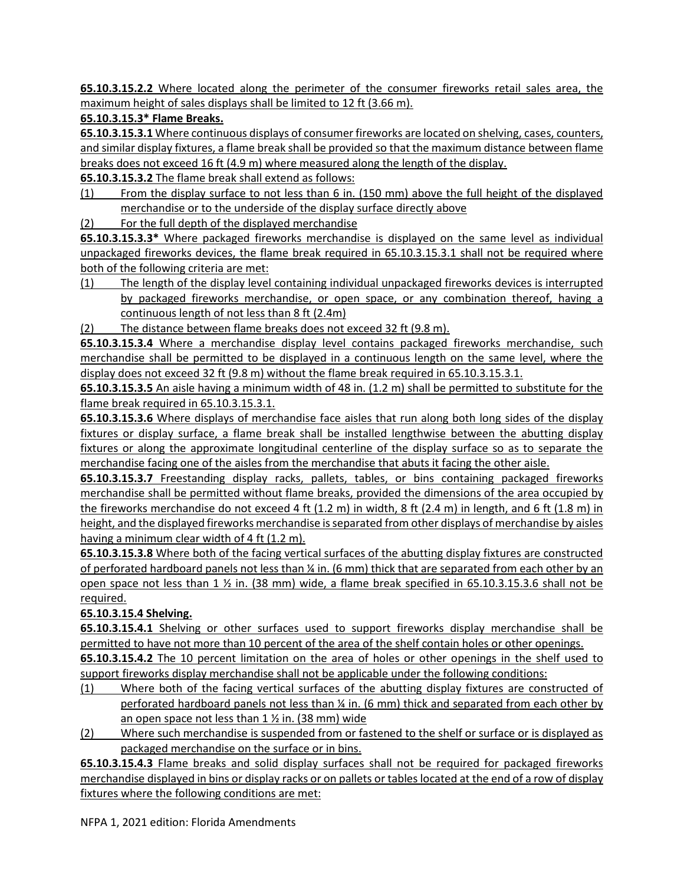**65.10.3.15.2.2** Where located along the perimeter of the consumer fireworks retail sales area, the maximum height of sales displays shall be limited to 12 ft (3.66 m).

**65.10.3.15.3* Flame Breaks.**

**65.10.3.15.3.1** Where continuous displays of consumer fireworks are located on shelving, cases, counters, and similar display fixtures, a flame break shall be provided so that the maximum distance between flame breaks does not exceed 16 ft (4.9 m) where measured along the length of the display.

**65.10.3.15.3.2** The flame break shall extend as follows:

(1) From the display surface to not less than 6 in. (150 mm) above the full height of the displayed merchandise or to the underside of the display surface directly above

(2) For the full depth of the displayed merchandise

**65.10.3.15.3.3*** Where packaged fireworks merchandise is displayed on the same level as individual unpackaged fireworks devices, the flame break required in 65.10.3.15.3.1 shall not be required where both of the following criteria are met:

(1) The length of the display level containing individual unpackaged fireworks devices is interrupted by packaged fireworks merchandise, or open space, or any combination thereof, having a continuous length of not less than 8 ft (2.4m)

(2) The distance between flame breaks does not exceed 32 ft (9.8 m).

**65.10.3.15.3.4** Where a merchandise display level contains packaged fireworks merchandise, such merchandise shall be permitted to be displayed in a continuous length on the same level, where the display does not exceed 32 ft (9.8 m) without the flame break required in 65.10.3.15.3.1.

**65.10.3.15.3.5** An aisle having a minimum width of 48 in. (1.2 m) shall be permitted to substitute for the flame break required in 65.10.3.15.3.1.

**65.10.3.15.3.6** Where displays of merchandise face aisles that run along both long sides of the display fixtures or display surface, a flame break shall be installed lengthwise between the abutting display fixtures or along the approximate longitudinal centerline of the display surface so as to separate the merchandise facing one of the aisles from the merchandise that abuts it facing the other aisle.

**65.10.3.15.3.7** Freestanding display racks, pallets, tables, or bins containing packaged fireworks merchandise shall be permitted without flame breaks, provided the dimensions of the area occupied by the fireworks merchandise do not exceed 4 ft (1.2 m) in width, 8 ft (2.4 m) in length, and 6 ft (1.8 m) in height, and the displayed fireworks merchandise is separated from other displays of merchandise by aisles having a minimum clear width of 4 ft (1.2 m).

**65.10.3.15.3.8** Where both of the facing vertical surfaces of the abutting display fixtures are constructed of perforated hardboard panels not less than ¼ in. (6 mm) thick that are separated from each other by an open space not less than 1 ½ in. (38 mm) wide, a flame break specified in 65.10.3.15.3.6 shall not be required.

**65.10.3.15.4 Shelving.**

**65.10.3.15.4.1** Shelving or other surfaces used to support fireworks display merchandise shall be permitted to have not more than 10 percent of the area of the shelf contain holes or other openings.

**65.10.3.15.4.2** The 10 percent limitation on the area of holes or other openings in the shelf used to support fireworks display merchandise shall not be applicable under the following conditions:

(1) Where both of the facing vertical surfaces of the abutting display fixtures are constructed of perforated hardboard panels not less than ¼ in. (6 mm) thick and separated from each other by an open space not less than 1 ½ in. (38 mm) wide

(2) Where such merchandise is suspended from or fastened to the shelf or surface or is displayed as packaged merchandise on the surface or in bins.

**65.10.3.15.4.3** Flame breaks and solid display surfaces shall not be required for packaged fireworks merchandise displayed in bins or display racks or on pallets or tables located at the end of a row of display fixtures where the following conditions are met: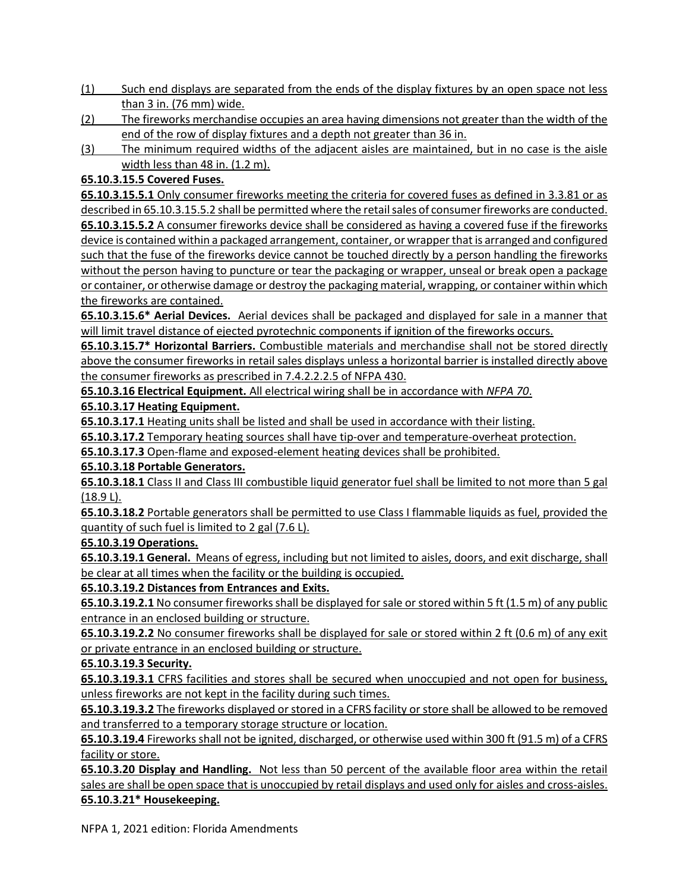(1) Such end displays are separated from the ends of the display fixtures by an open space not less than 3 in. (76 mm) wide.

(2) The fireworks merchandise occupies an area having dimensions not greater than the width of the end of the row of display fixtures and a depth not greater than 36 in.

(3) The minimum required widths of the adjacent aisles are maintained, but in no case is the aisle width less than 48 in. (1.2 m).

**65.10.3.15.5 Covered Fuses.**

**65.10.3.15.5.1** Only consumer fireworks meeting the criteria for covered fuses as defined in 3.3.81 or as described in 65.10.3.15.5.2 shall be permitted where the retail sales of consumer fireworks are conducted.

**65.10.3.15.5.2** A consumer fireworks device shall be considered as having a covered fuse if the fireworks device is contained within a packaged arrangement, container, or wrapper that is arranged and configured such that the fuse of the fireworks device cannot be touched directly by a person handling the fireworks without the person having to puncture or tear the packaging or wrapper, unseal or break open a package or container, or otherwise damage or destroy the packaging material, wrapping, or container within which the fireworks are contained.

**65.10.3.15.6* Aerial Devices.** Aerial devices shall be packaged and displayed for sale in a manner that will limit travel distance of ejected pyrotechnic components if ignition of the fireworks occurs.

**65.10.3.15.7* Horizontal Barriers.** Combustible materials and merchandise shall not be stored directly above the consumer fireworks in retail sales displays unless a horizontal barrier is installed directly above the consumer fireworks as prescribed in 7.4.2.2.2.5 of NFPA 430.

**65.10.3.16 Electrical Equipment.** All electrical wiring shall be in accordance with *NFPA 70*.

**65.10.3.17 Heating Equipment.**

**65.10.3.17.1** Heating units shall be listed and shall be used in accordance with their listing.

**65.10.3.17.2** Temporary heating sources shall have tip-over and temperature-overheat protection.

**65.10.3.17.3** Open-flame and exposed-element heating devices shall be prohibited.

**65.10.3.18 Portable Generators.**

**65.10.3.18.1** Class II and Class III combustible liquid generator fuel shall be limited to not more than 5 gal (18.9 L).

**65.10.3.18.2** Portable generators shall be permitted to use Class I flammable liquids as fuel, provided the quantity of such fuel is limited to 2 gal (7.6 L).

**65.10.3.19 Operations.**

**65.10.3.19.1 General.** Means of egress, including but not limited to aisles, doors, and exit discharge, shall be clear at all times when the facility or the building is occupied.

**65.10.3.19.2 Distances from Entrances and Exits.**

**65.10.3.19.2.1** No consumer fireworks shall be displayed for sale or stored within 5 ft (1.5 m) of any public entrance in an enclosed building or structure.

**65.10.3.19.2.2** No consumer fireworks shall be displayed for sale or stored within 2 ft (0.6 m) of any exit or private entrance in an enclosed building or structure.

**65.10.3.19.3 Security.**

**65.10.3.19.3.1** CFRS facilities and stores shall be secured when unoccupied and not open for business, unless fireworks are not kept in the facility during such times.

**65.10.3.19.3.2** The fireworks displayed or stored in a CFRS facility or store shall be allowed to be removed and transferred to a temporary storage structure or location.

**65.10.3.19.4** Fireworks shall not be ignited, discharged, or otherwise used within 300 ft (91.5 m) of a CFRS facility or store.

**65.10.3.20 Display and Handling.** Not less than 50 percent of the available floor area within the retail sales are shall be open space that is unoccupied by retail displays and used only for aisles and cross-aisles.

**65.10.3.21* Housekeeping.**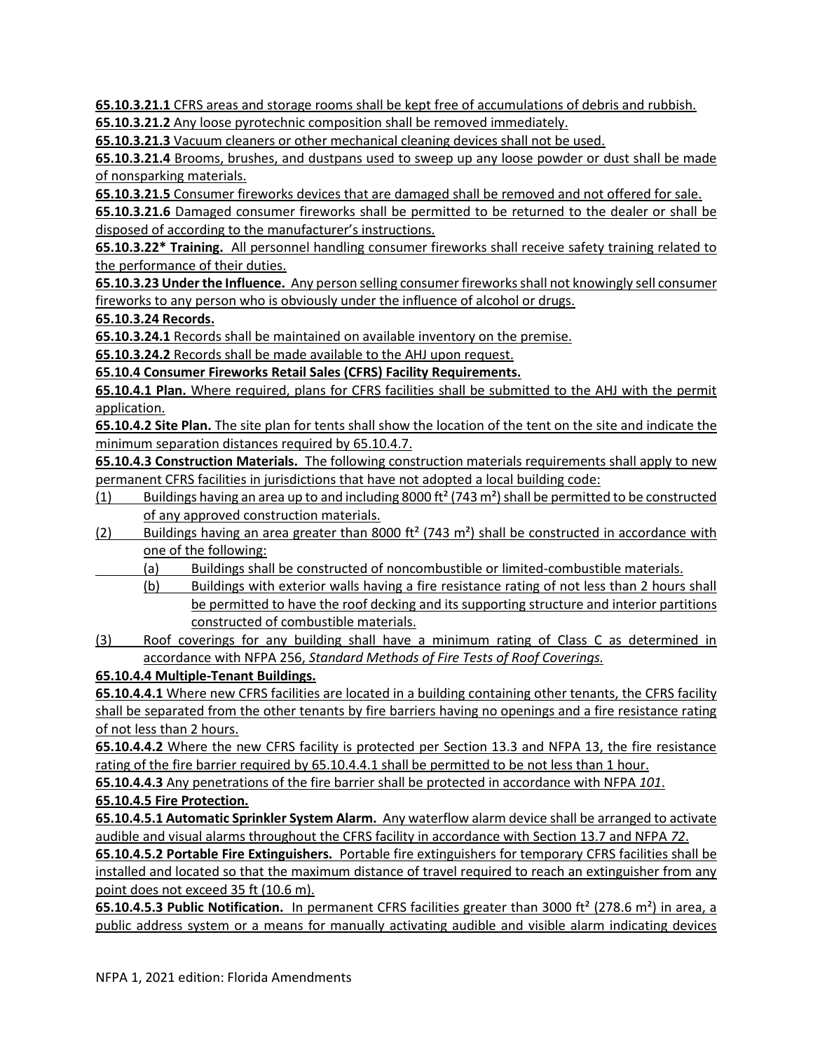**65.10.3.21.1** CFRS areas and storage rooms shall be kept free of accumulations of debris and rubbish.

**65.10.3.21.2** Any loose pyrotechnic composition shall be removed immediately.

**65.10.3.21.3** Vacuum cleaners or other mechanical cleaning devices shall not be used.

**65.10.3.21.4** Brooms, brushes, and dustpans used to sweep up any loose powder or dust shall be made of nonsparking materials.

**65.10.3.21.5** Consumer fireworks devices that are damaged shall be removed and not offered for sale.

**65.10.3.21.6** Damaged consumer fireworks shall be permitted to be returned to the dealer or shall be disposed of according to the manufacturer's instructions.

**65.10.3.22\* Training.** All personnel handling consumer fireworks shall receive safety training related to the performance of their duties.

**65.10.3.23 Under the Influence.** Any person selling consumer fireworks shall not knowingly sell consumer fireworks to any person who is obviously under the influence of alcohol or drugs.

**65.10.3.24 Records.**

**65.10.3.24.1** Records shall be maintained on available inventory on the premise.

**65.10.3.24.2** Records shall be made available to the AHJ upon request.

**65.10.4 Consumer Fireworks Retail Sales (CFRS) Facility Requirements.**

**65.10.4.1 Plan.** Where required, plans for CFRS facilities shall be submitted to the AHJ with the permit application.

**65.10.4.2 Site Plan.** The site plan for tents shall show the location of the tent on the site and indicate the minimum separation distances required by 65.10.4.7.

**65.10.4.3 Construction Materials.** The following construction materials requirements shall apply to new permanent CFRS facilities in jurisdictions that have not adopted a local building code:

(1) Buildings having an area up to and including 8000 ft² (743 m²) shall be permitted to be constructed of any approved construction materials.

(2) Buildings having an area greater than 8000 ft² (743 m²) shall be constructed in accordance with one of the following:

  (a) Buildings shall be constructed of noncombustible or limited-combustible materials.

  (b) Buildings with exterior walls having a fire resistance rating of not less than 2 hours shall be permitted to have the roof decking and its supporting structure and interior partitions constructed of combustible materials.

(3) Roof coverings for any building shall have a minimum rating of Class C as determined in accordance with NFPA 256, *Standard Methods of Fire Tests of Roof Coverings.*

**65.10.4.4 Multiple-Tenant Buildings.**

**65.10.4.4.1** Where new CFRS facilities are located in a building containing other tenants, the CFRS facility shall be separated from the other tenants by fire barriers having no openings and a fire resistance rating of not less than 2 hours.

**65.10.4.4.2** Where the new CFRS facility is protected per Section 13.3 and NFPA 13, the fire resistance rating of the fire barrier required by 65.10.4.4.1 shall be permitted to be not less than 1 hour.

**65.10.4.4.3** Any penetrations of the fire barrier shall be protected in accordance with NFPA *101*.

**65.10.4.5 Fire Protection.**

**65.10.4.5.1 Automatic Sprinkler System Alarm.** Any waterflow alarm device shall be arranged to activate audible and visual alarms throughout the CFRS facility in accordance with Section 13.7 and NFPA *72*.

**65.10.4.5.2 Portable Fire Extinguishers.** Portable fire extinguishers for temporary CFRS facilities shall be installed and located so that the maximum distance of travel required to reach an extinguisher from any point does not exceed 35 ft (10.6 m).

**65.10.4.5.3 Public Notification.** In permanent CFRS facilities greater than 3000 ft² (278.6 m²) in area, a public address system or a means for manually activating audible and visible alarm indicating devices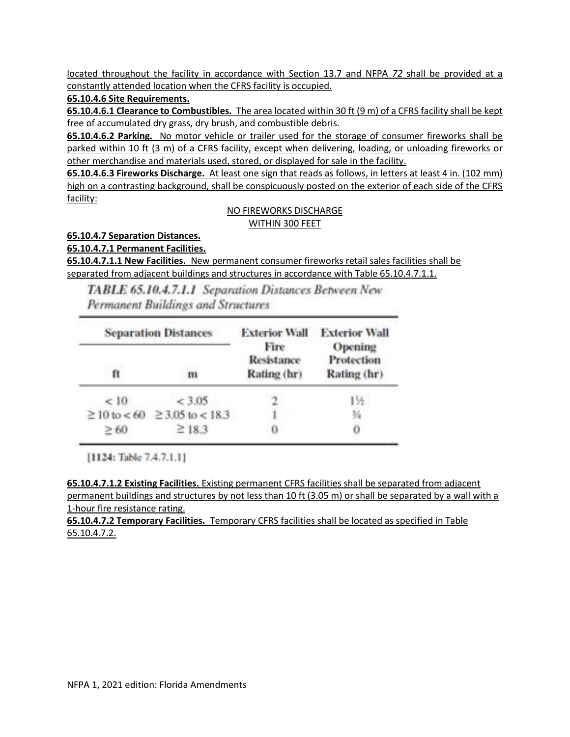located throughout the facility in accordance with Section 13.7 and NFPA *72* shall be provided at a constantly attended location when the CFRS facility is occupied.

**65.10.4.6 Site Requirements.**

**65.10.4.6.1 Clearance to Combustibles.** The area located within 30 ft (9 m) of a CFRS facility shall be kept free of accumulated dry grass, dry brush, and combustible debris.

**65.10.4.6.2 Parking.** No motor vehicle or trailer used for the storage of consumer fireworks shall be parked within 10 ft (3 m) of a CFRS facility, except when delivering, loading, or unloading fireworks or other merchandise and materials used, stored, or displayed for sale in the facility.

**65.10.4.6.3 Fireworks Discharge.** At least one sign that reads as follows, in letters at least 4 in. (102 mm) high on a contrasting background, shall be conspicuously posted on the exterior of each side of the CFRS facility:

NO FIREWORKS DISCHARGE
WITHIN 300 FEET

**65.10.4.7 Separation Distances.**

**65.10.4.7.1 Permanent Facilities.**

**65.10.4.7.1.1 New Facilities.** New permanent consumer fireworks retail sales facilities shall be separated from adjacent buildings and structures in accordance with Table 65.10.4.7.1.1.

*TABLE 65.10.4.7.1.1 Separation Distances Between New Permanent Buildings and Structures*

| Separation Distances | | Exterior Wall Fire Resistance Rating (hr) | Exterior Wall Opening Protection Rating (hr) |
|---|---|---|---|
| ft | m | | |
| < 10 | < 3.05 | 2 | 1½ |
| ≥ 10 to < 60 | ≥ 3.05 to < 18.3 | 1 | ¾ |
| ≥ 60 | ≥ 18.3 | 0 | 0 |

[1124: Table 7.4.7.1.1]

**65.10.4.7.1.2 Existing Facilities.** Existing permanent CFRS facilities shall be separated from adjacent permanent buildings and structures by not less than 10 ft (3.05 m) or shall be separated by a wall with a 1-hour fire resistance rating.

**65.10.4.7.2 Temporary Facilities.** Temporary CFRS facilities shall be located as specified in Table 65.10.4.7.2.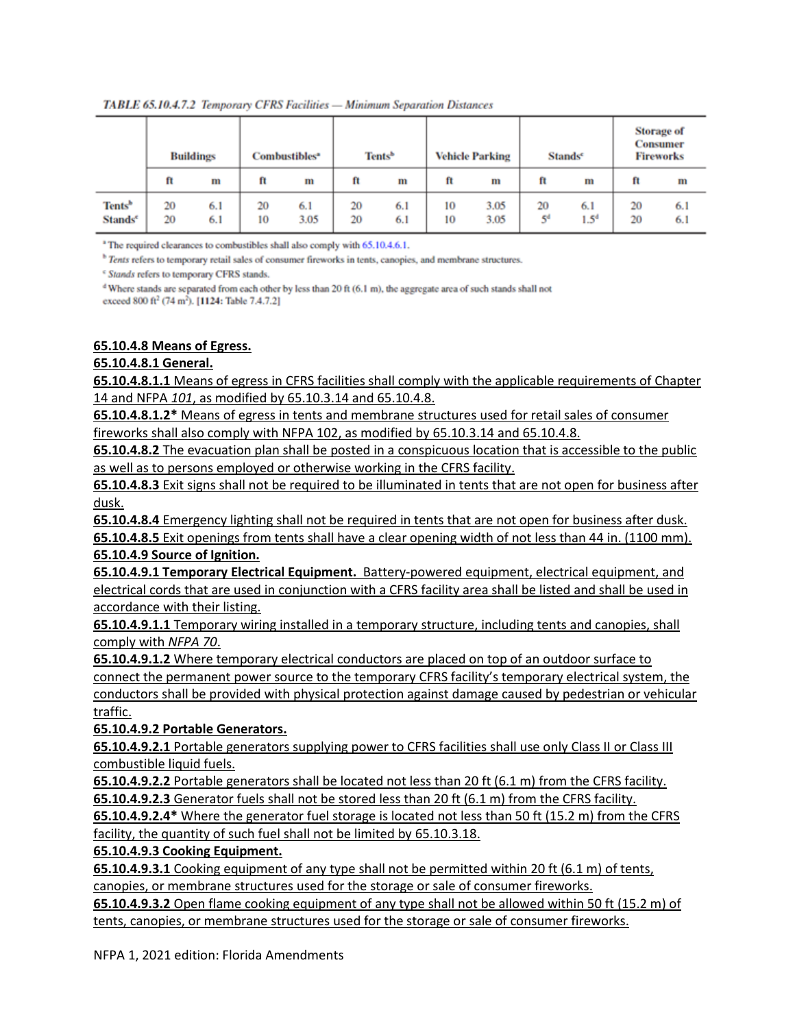*TABLE 65.10.4.7.2 Temporary CFRS Facilities — Minimum Separation Distances*

| | Buildings | | Combustibles[a] | | Tents[b] | | Vehicle Parking | | Stands[c] | | Storage of Consumer Fireworks | |
|---|---|---|---|---|---|---|---|---|---|---|---|---|
| | ft | m | ft | m | ft | m | ft | m | ft | m | ft | m |
| Tents[b] | 20 | 6.1 | 20 | 6.1 | 20 | 6.1 | 10 | 3.05 | 20 | 6.1 | 20 | 6.1 |
| Stands[c] | 20 | 6.1 | 10 | 3.05 | 20 | 6.1 | 10 | 3.05 | 5[d] | 1.5[d] | 20 | 6.1 |

[a] The required clearances to combustibles shall also comply with 65.10.4.6.1.

[b] *Tents* refers to temporary retail sales of consumer fireworks in tents, canopies, and membrane structures.

[c] *Stands* refers to temporary CFRS stands.

[d] Where stands are separated from each other by less than 20 ft (6.1 m), the aggregate area of such stands shall not exceed 800 ft² (74 m²). [**1124:** Table 7.4.7.2]

**65.10.4.8 Means of Egress.**

**65.10.4.8.1 General.**

**65.10.4.8.1.1** Means of egress in CFRS facilities shall comply with the applicable requirements of Chapter 14 and NFPA *101*, as modified by 65.10.3.14 and 65.10.4.8.

**65.10.4.8.1.2*** Means of egress in tents and membrane structures used for retail sales of consumer fireworks shall also comply with NFPA 102, as modified by 65.10.3.14 and 65.10.4.8.

**65.10.4.8.2** The evacuation plan shall be posted in a conspicuous location that is accessible to the public as well as to persons employed or otherwise working in the CFRS facility.

**65.10.4.8.3** Exit signs shall not be required to be illuminated in tents that are not open for business after dusk.

**65.10.4.8.4** Emergency lighting shall not be required in tents that are not open for business after dusk.

**65.10.4.8.5** Exit openings from tents shall have a clear opening width of not less than 44 in. (1100 mm).

**65.10.4.9 Source of Ignition.**

**65.10.4.9.1 Temporary Electrical Equipment.** Battery-powered equipment, electrical equipment, and electrical cords that are used in conjunction with a CFRS facility area shall be listed and shall be used in accordance with their listing.

**65.10.4.9.1.1** Temporary wiring installed in a temporary structure, including tents and canopies, shall comply with *NFPA 70*.

**65.10.4.9.1.2** Where temporary electrical conductors are placed on top of an outdoor surface to connect the permanent power source to the temporary CFRS facility's temporary electrical system, the conductors shall be provided with physical protection against damage caused by pedestrian or vehicular traffic.

**65.10.4.9.2 Portable Generators.**

**65.10.4.9.2.1** Portable generators supplying power to CFRS facilities shall use only Class II or Class III combustible liquid fuels.

**65.10.4.9.2.2** Portable generators shall be located not less than 20 ft (6.1 m) from the CFRS facility.

**65.10.4.9.2.3** Generator fuels shall not be stored less than 20 ft (6.1 m) from the CFRS facility.

**65.10.4.9.2.4*** Where the generator fuel storage is located not less than 50 ft (15.2 m) from the CFRS facility, the quantity of such fuel shall not be limited by 65.10.3.18.

**65.10.4.9.3 Cooking Equipment.**

**65.10.4.9.3.1** Cooking equipment of any type shall not be permitted within 20 ft (6.1 m) of tents, canopies, or membrane structures used for the storage or sale of consumer fireworks.

**65.10.4.9.3.2** Open flame cooking equipment of any type shall not be allowed within 50 ft (15.2 m) of tents, canopies, or membrane structures used for the storage or sale of consumer fireworks.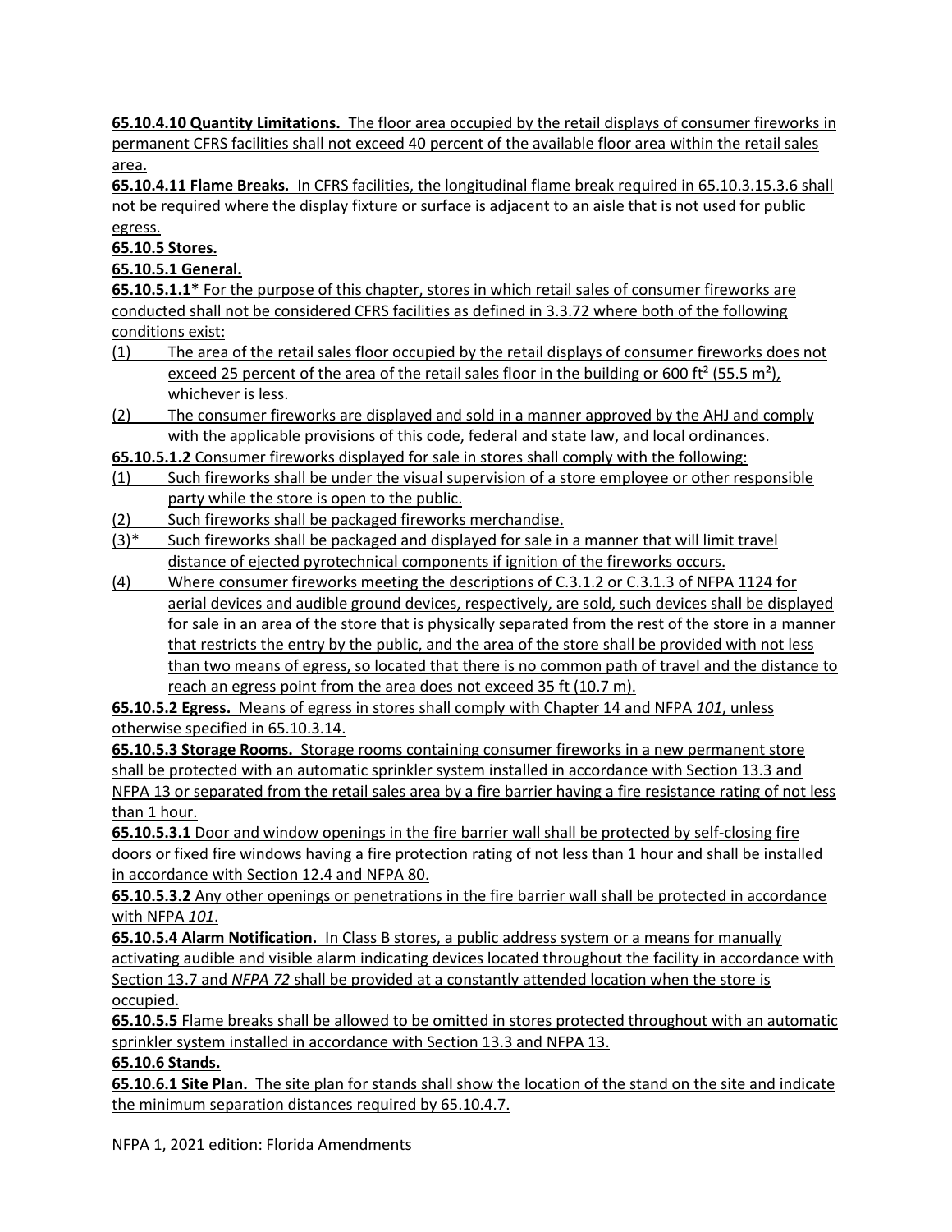**65.10.4.10 Quantity Limitations.** The floor area occupied by the retail displays of consumer fireworks in permanent CFRS facilities shall not exceed 40 percent of the available floor area within the retail sales area.

**65.10.4.11 Flame Breaks.** In CFRS facilities, the longitudinal flame break required in 65.10.3.15.3.6 shall not be required where the display fixture or surface is adjacent to an aisle that is not used for public egress.

**65.10.5 Stores.**

**65.10.5.1 General.**

**65.10.5.1.1*** For the purpose of this chapter, stores in which retail sales of consumer fireworks are conducted shall not be considered CFRS facilities as defined in 3.3.72 where both of the following conditions exist:

(1) The area of the retail sales floor occupied by the retail displays of consumer fireworks does not exceed 25 percent of the area of the retail sales floor in the building or 600 ft² (55.5 m²), whichever is less.

(2) The consumer fireworks are displayed and sold in a manner approved by the AHJ and comply with the applicable provisions of this code, federal and state law, and local ordinances.

**65.10.5.1.2** Consumer fireworks displayed for sale in stores shall comply with the following:

(1) Such fireworks shall be under the visual supervision of a store employee or other responsible party while the store is open to the public.

(2) Such fireworks shall be packaged fireworks merchandise.

(3)* Such fireworks shall be packaged and displayed for sale in a manner that will limit travel distance of ejected pyrotechnical components if ignition of the fireworks occurs.

(4) Where consumer fireworks meeting the descriptions of C.3.1.2 or C.3.1.3 of NFPA 1124 for aerial devices and audible ground devices, respectively, are sold, such devices shall be displayed for sale in an area of the store that is physically separated from the rest of the store in a manner that restricts the entry by the public, and the area of the store shall be provided with not less than two means of egress, so located that there is no common path of travel and the distance to reach an egress point from the area does not exceed 35 ft (10.7 m).

**65.10.5.2 Egress.** Means of egress in stores shall comply with Chapter 14 and NFPA *101*, unless otherwise specified in 65.10.3.14.

**65.10.5.3 Storage Rooms.** Storage rooms containing consumer fireworks in a new permanent store shall be protected with an automatic sprinkler system installed in accordance with Section 13.3 and NFPA 13 or separated from the retail sales area by a fire barrier having a fire resistance rating of not less than 1 hour.

**65.10.5.3.1** Door and window openings in the fire barrier wall shall be protected by self-closing fire doors or fixed fire windows having a fire protection rating of not less than 1 hour and shall be installed in accordance with Section 12.4 and NFPA 80.

**65.10.5.3.2** Any other openings or penetrations in the fire barrier wall shall be protected in accordance with NFPA *101*.

**65.10.5.4 Alarm Notification.** In Class B stores, a public address system or a means for manually activating audible and visible alarm indicating devices located throughout the facility in accordance with Section 13.7 and *NFPA 72* shall be provided at a constantly attended location when the store is occupied.

**65.10.5.5** Flame breaks shall be allowed to be omitted in stores protected throughout with an automatic sprinkler system installed in accordance with Section 13.3 and NFPA 13.

**65.10.6 Stands.**

**65.10.6.1 Site Plan.** The site plan for stands shall show the location of the stand on the site and indicate the minimum separation distances required by 65.10.4.7.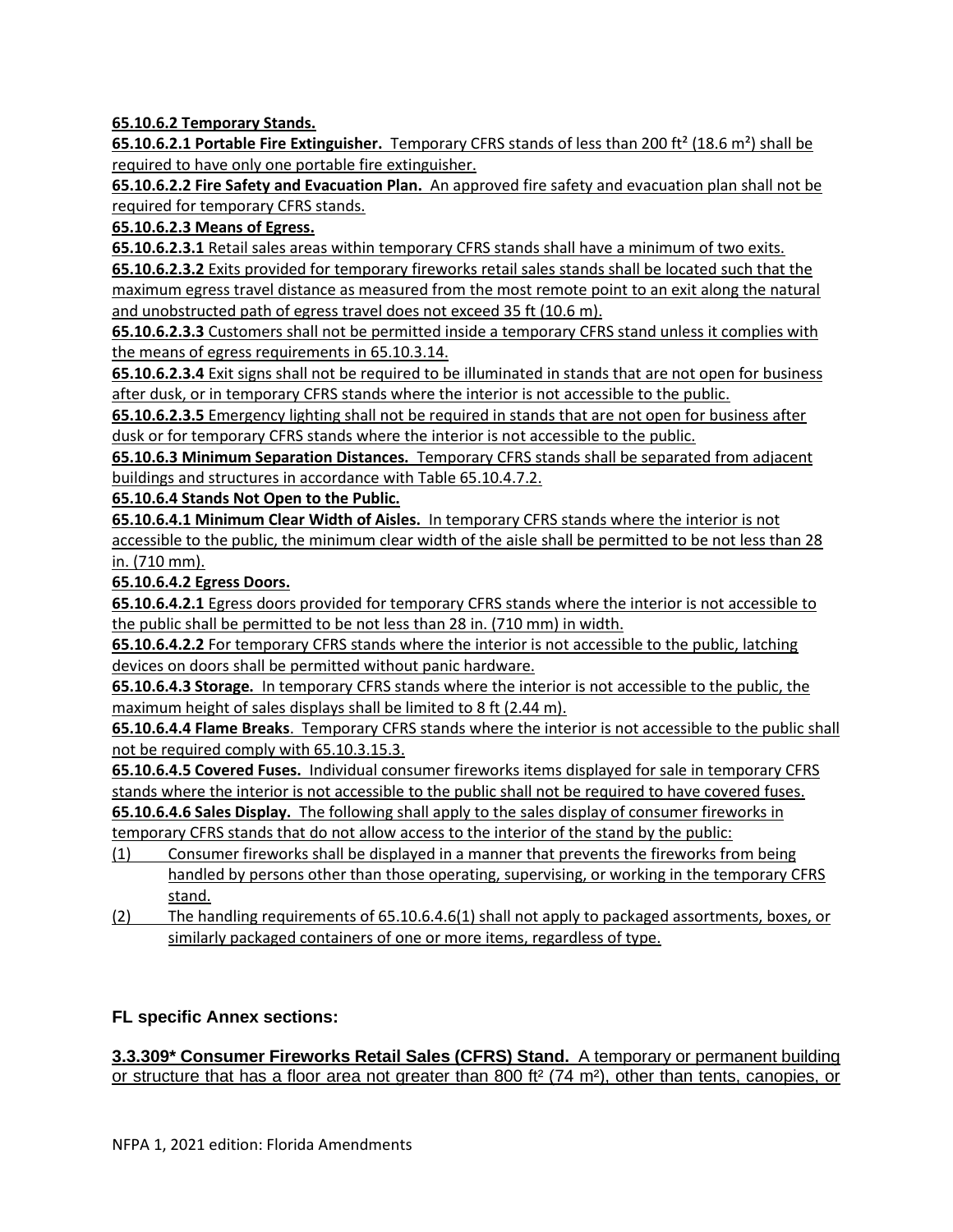**65.10.6.2 Temporary Stands.**

**65.10.6.2.1 Portable Fire Extinguisher.** Temporary CFRS stands of less than 200 ft² (18.6 m²) shall be required to have only one portable fire extinguisher.

**65.10.6.2.2 Fire Safety and Evacuation Plan.** An approved fire safety and evacuation plan shall not be required for temporary CFRS stands.

**65.10.6.2.3 Means of Egress.**

**65.10.6.2.3.1** Retail sales areas within temporary CFRS stands shall have a minimum of two exits.

**65.10.6.2.3.2** Exits provided for temporary fireworks retail sales stands shall be located such that the maximum egress travel distance as measured from the most remote point to an exit along the natural and unobstructed path of egress travel does not exceed 35 ft (10.6 m).

**65.10.6.2.3.3** Customers shall not be permitted inside a temporary CFRS stand unless it complies with the means of egress requirements in 65.10.3.14.

**65.10.6.2.3.4** Exit signs shall not be required to be illuminated in stands that are not open for business after dusk, or in temporary CFRS stands where the interior is not accessible to the public.

**65.10.6.2.3.5** Emergency lighting shall not be required in stands that are not open for business after dusk or for temporary CFRS stands where the interior is not accessible to the public.

**65.10.6.3 Minimum Separation Distances.** Temporary CFRS stands shall be separated from adjacent buildings and structures in accordance with Table 65.10.4.7.2.

**65.10.6.4 Stands Not Open to the Public.**

**65.10.6.4.1 Minimum Clear Width of Aisles.** In temporary CFRS stands where the interior is not accessible to the public, the minimum clear width of the aisle shall be permitted to be not less than 28 in. (710 mm).

**65.10.6.4.2 Egress Doors.**

**65.10.6.4.2.1** Egress doors provided for temporary CFRS stands where the interior is not accessible to the public shall be permitted to be not less than 28 in. (710 mm) in width.

**65.10.6.4.2.2** For temporary CFRS stands where the interior is not accessible to the public, latching devices on doors shall be permitted without panic hardware.

**65.10.6.4.3 Storage.** In temporary CFRS stands where the interior is not accessible to the public, the maximum height of sales displays shall be limited to 8 ft (2.44 m).

**65.10.6.4.4 Flame Breaks**. Temporary CFRS stands where the interior is not accessible to the public shall not be required comply with 65.10.3.15.3.

**65.10.6.4.5 Covered Fuses.** Individual consumer fireworks items displayed for sale in temporary CFRS stands where the interior is not accessible to the public shall not be required to have covered fuses.

**65.10.6.4.6 Sales Display.** The following shall apply to the sales display of consumer fireworks in temporary CFRS stands that do not allow access to the interior of the stand by the public:

(1) Consumer fireworks shall be displayed in a manner that prevents the fireworks from being handled by persons other than those operating, supervising, or working in the temporary CFRS stand.

(2) The handling requirements of 65.10.6.4.6(1) shall not apply to packaged assortments, boxes, or similarly packaged containers of one or more items, regardless of type.

## FL specific Annex sections:

**3.3.309* Consumer Fireworks Retail Sales (CFRS) Stand.** A temporary or permanent building or structure that has a floor area not greater than 800 ft² (74 m²), other than tents, canopies, or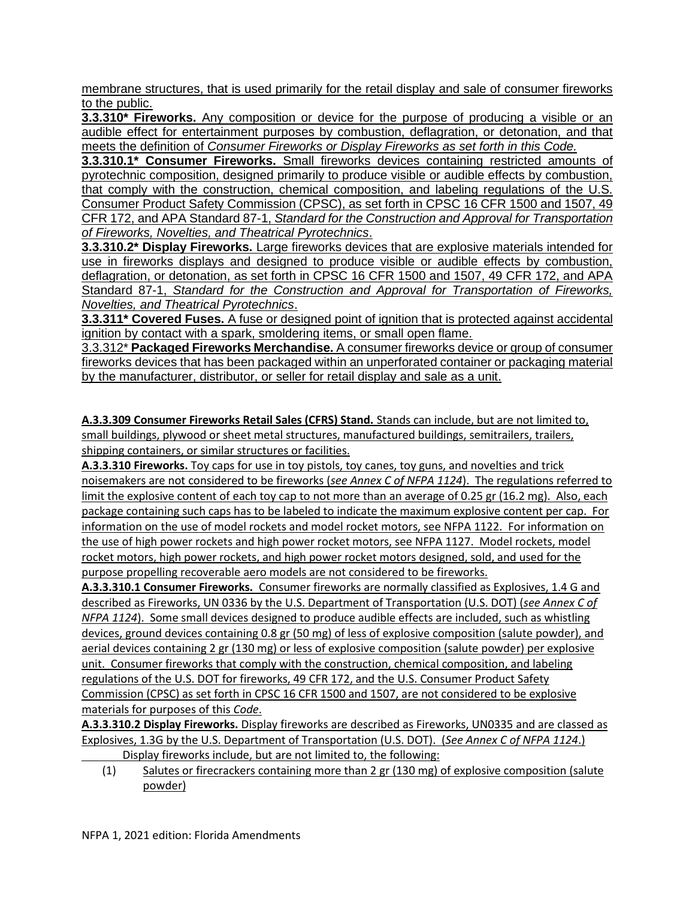membrane structures, that is used primarily for the retail display and sale of consumer fireworks to the public.

**3.3.310* Fireworks.** Any composition or device for the purpose of producing a visible or an audible effect for entertainment purposes by combustion, deflagration, or detonation, and that meets the definition of *Consumer Fireworks or Display Fireworks as set forth in this Code.*

**3.3.310.1* Consumer Fireworks.** Small fireworks devices containing restricted amounts of pyrotechnic composition, designed primarily to produce visible or audible effects by combustion, that comply with the construction, chemical composition, and labeling regulations of the U.S. Consumer Product Safety Commission (CPSC), as set forth in CPSC 16 CFR 1500 and 1507, 49 CFR 172, and APA Standard 87-1, *Standard for the Construction and Approval for Transportation of Fireworks, Novelties, and Theatrical Pyrotechnics*.

**3.3.310.2* Display Fireworks.** Large fireworks devices that are explosive materials intended for use in fireworks displays and designed to produce visible or audible effects by combustion, deflagration, or detonation, as set forth in CPSC 16 CFR 1500 and 1507, 49 CFR 172, and APA Standard 87-1, *Standard for the Construction and Approval for Transportation of Fireworks, Novelties, and Theatrical Pyrotechnics*.

**3.3.311* Covered Fuses.** A fuse or designed point of ignition that is protected against accidental ignition by contact with a spark, smoldering items, or small open flame.

3.3.312* **Packaged Fireworks Merchandise.** A consumer fireworks device or group of consumer fireworks devices that has been packaged within an unperforated container or packaging material by the manufacturer, distributor, or seller for retail display and sale as a unit.

**A.3.3.309 Consumer Fireworks Retail Sales (CFRS) Stand.** Stands can include, but are not limited to, small buildings, plywood or sheet metal structures, manufactured buildings, semitrailers, trailers, shipping containers, or similar structures or facilities.

**A.3.3.310 Fireworks.** Toy caps for use in toy pistols, toy canes, toy guns, and novelties and trick noisemakers are not considered to be fireworks (*see Annex C of NFPA 1124*). The regulations referred to limit the explosive content of each toy cap to not more than an average of 0.25 gr (16.2 mg). Also, each package containing such caps has to be labeled to indicate the maximum explosive content per cap. For information on the use of model rockets and model rocket motors, see NFPA 1122. For information on the use of high power rockets and high power rocket motors, see NFPA 1127. Model rockets, model rocket motors, high power rockets, and high power rocket motors designed, sold, and used for the purpose propelling recoverable aero models are not considered to be fireworks.

**A.3.3.310.1 Consumer Fireworks.** Consumer fireworks are normally classified as Explosives, 1.4 G and described as Fireworks, UN 0336 by the U.S. Department of Transportation (U.S. DOT) (*see Annex C of NFPA 1124*). Some small devices designed to produce audible effects are included, such as whistling devices, ground devices containing 0.8 gr (50 mg) of less of explosive composition (salute powder), and aerial devices containing 2 gr (130 mg) or less of explosive composition (salute powder) per explosive unit. Consumer fireworks that comply with the construction, chemical composition, and labeling regulations of the U.S. DOT for fireworks, 49 CFR 172, and the U.S. Consumer Product Safety Commission (CPSC) as set forth in CPSC 16 CFR 1500 and 1507, are not considered to be explosive materials for purposes of this *Code*.

**A.3.3.310.2 Display Fireworks.** Display fireworks are described as Fireworks, UN0335 and are classed as Explosives, 1.3G by the U.S. Department of Transportation (U.S. DOT). (*See Annex C of NFPA 1124*.)

Display fireworks include, but are not limited to, the following:

(1) Salutes or firecrackers containing more than 2 gr (130 mg) of explosive composition (salute powder)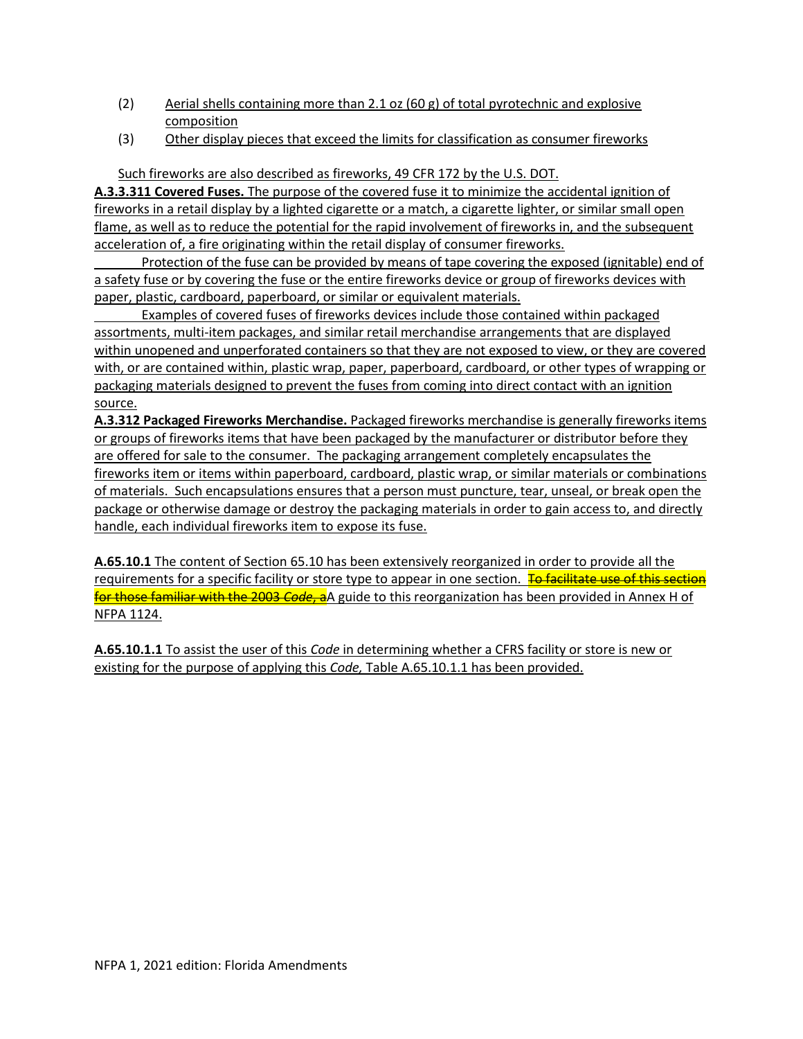(2) Aerial shells containing more than 2.1 oz (60 g) of total pyrotechnic and explosive composition

(3) Other display pieces that exceed the limits for classification as consumer fireworks

Such fireworks are also described as fireworks, 49 CFR 172 by the U.S. DOT.

**A.3.3.311 Covered Fuses.** The purpose of the covered fuse it to minimize the accidental ignition of fireworks in a retail display by a lighted cigarette or a match, a cigarette lighter, or similar small open flame, as well as to reduce the potential for the rapid involvement of fireworks in, and the subsequent acceleration of, a fire originating within the retail display of consumer fireworks.

Protection of the fuse can be provided by means of tape covering the exposed (ignitable) end of a safety fuse or by covering the fuse or the entire fireworks device or group of fireworks devices with paper, plastic, cardboard, paperboard, or similar or equivalent materials.

Examples of covered fuses of fireworks devices include those contained within packaged assortments, multi-item packages, and similar retail merchandise arrangements that are displayed within unopened and unperforated containers so that they are not exposed to view, or they are covered with, or are contained within, plastic wrap, paper, paperboard, cardboard, or other types of wrapping or packaging materials designed to prevent the fuses from coming into direct contact with an ignition source.

**A.3.312 Packaged Fireworks Merchandise.** Packaged fireworks merchandise is generally fireworks items or groups of fireworks items that have been packaged by the manufacturer or distributor before they are offered for sale to the consumer. The packaging arrangement completely encapsulates the fireworks item or items within paperboard, cardboard, plastic wrap, or similar materials or combinations of materials. Such encapsulations ensures that a person must puncture, tear, unseal, or break open the package or otherwise damage or destroy the packaging materials in order to gain access to, and directly handle, each individual fireworks item to expose its fuse.

**A.65.10.1** The content of Section 65.10 has been extensively reorganized in order to provide all the requirements for a specific facility or store type to appear in one section. ~~To facilitate use of this section for those familiar with the 2003 *Code*, a~~A guide to this reorganization has been provided in Annex H of NFPA 1124.

**A.65.10.1.1** To assist the user of this *Code* in determining whether a CFRS facility or store is new or existing for the purpose of applying this *Code,* Table A.65.10.1.1 has been provided.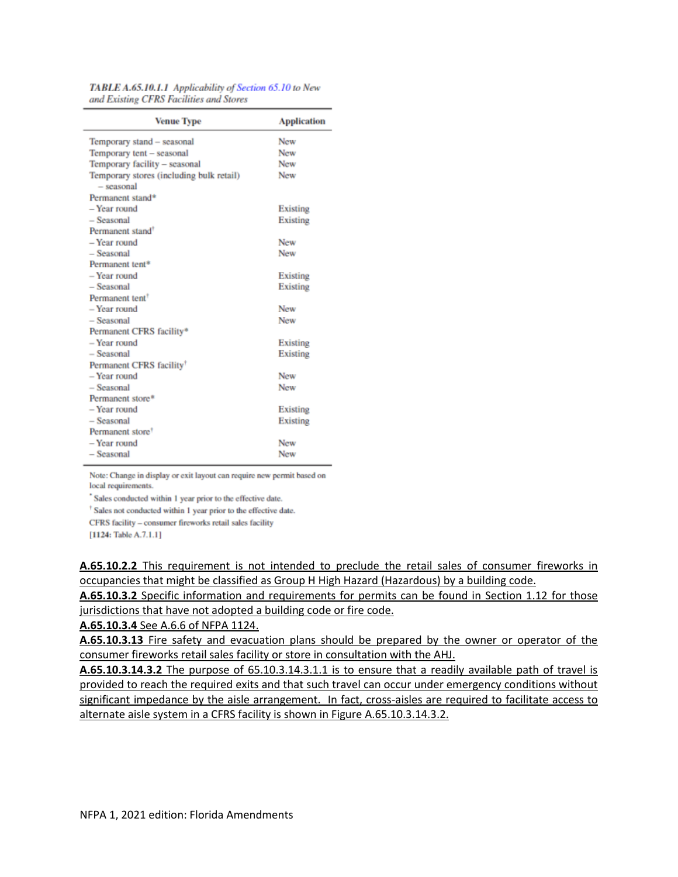*TABLE A.65.10.1.1 Applicability of Section 65.10 to New and Existing CFRS Facilities and Stores*

| Venue Type | Application |
|---|---|
| Temporary stand – seasonal | New |
| Temporary tent – seasonal | New |
| Temporary facility – seasonal | New |
| Temporary stores (including bulk retail) – seasonal | New |
| Permanent stand* | |
| – Year round | Existing |
| – Seasonal | Existing |
| Permanent stand† | |
| – Year round | New |
| – Seasonal | New |
| Permanent tent* | |
| – Year round | Existing |
| – Seasonal | Existing |
| Permanent tent† | |
| – Year round | New |
| – Seasonal | New |
| Permanent CFRS facility* | |
| – Year round | Existing |
| – Seasonal | Existing |
| Permanent CFRS facility† | |
| – Year round | New |
| – Seasonal | New |
| Permanent store* | |
| – Year round | Existing |
| – Seasonal | Existing |
| Permanent store† | |
| – Year round | New |
| – Seasonal | New |

Note: Change in display or exit layout can require new permit based on local requirements.

\* Sales conducted within 1 year prior to the effective date.

† Sales not conducted within 1 year prior to the effective date.

CFRS facility – consumer fireworks retail sales facility

[1124: Table A.7.1.1]

**A.65.10.2.2** This requirement is not intended to preclude the retail sales of consumer fireworks in occupancies that might be classified as Group H High Hazard (Hazardous) by a building code.

**A.65.10.3.2** Specific information and requirements for permits can be found in Section 1.12 for those jurisdictions that have not adopted a building code or fire code.

**A.65.10.3.4** See A.6.6 of NFPA 1124.

**A.65.10.3.13** Fire safety and evacuation plans should be prepared by the owner or operator of the consumer fireworks retail sales facility or store in consultation with the AHJ.

**A.65.10.3.14.3.2** The purpose of 65.10.3.14.3.1.1 is to ensure that a readily available path of travel is provided to reach the required exits and that such travel can occur under emergency conditions without significant impedance by the aisle arrangement. In fact, cross-aisles are required to facilitate access to alternate aisle system in a CFRS facility is shown in Figure A.65.10.3.14.3.2.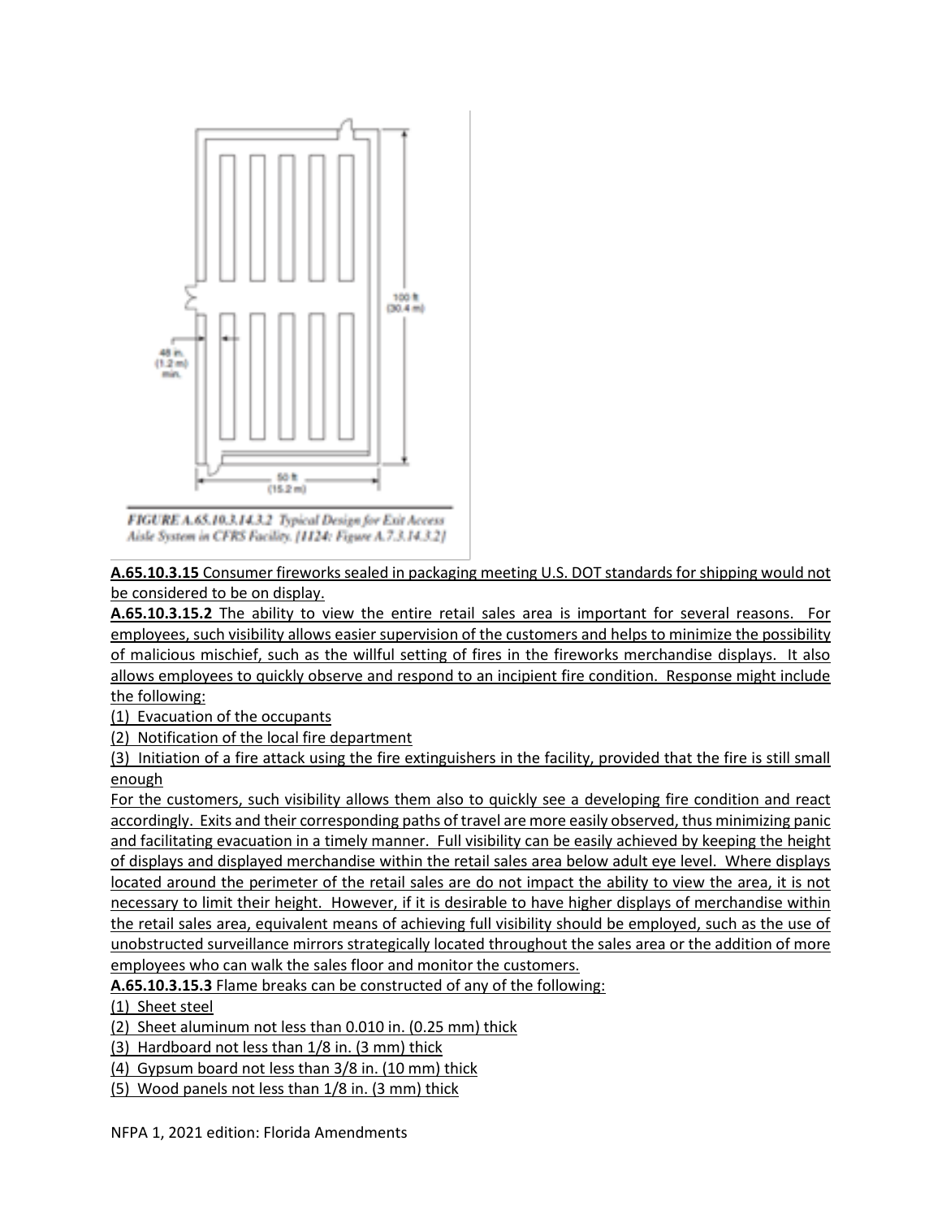FIGURE A.65.10.3.14.3.2 Typical Design for Exit Access Aisle System in CFRS Facility. [1124: Figure A.7.3.14.3.2]

**A.65.10.3.15** Consumer fireworks sealed in packaging meeting U.S. DOT standards for shipping would not be considered to be on display.

**A.65.10.3.15.2** The ability to view the entire retail sales area is important for several reasons. For employees, such visibility allows easier supervision of the customers and helps to minimize the possibility of malicious mischief, such as the willful setting of fires in the fireworks merchandise displays. It also allows employees to quickly observe and respond to an incipient fire condition. Response might include the following:

(1) Evacuation of the occupants
(2) Notification of the local fire department
(3) Initiation of a fire attack using the fire extinguishers in the facility, provided that the fire is still small enough

For the customers, such visibility allows them also to quickly see a developing fire condition and react accordingly. Exits and their corresponding paths of travel are more easily observed, thus minimizing panic and facilitating evacuation in a timely manner. Full visibility can be easily achieved by keeping the height of displays and displayed merchandise within the retail sales area below adult eye level. Where displays located around the perimeter of the retail sales are do not impact the ability to view the area, it is not necessary to limit their height. However, if it is desirable to have higher displays of merchandise within the retail sales area, equivalent means of achieving full visibility should be employed, such as the use of unobstructed surveillance mirrors strategically located throughout the sales area or the addition of more employees who can walk the sales floor and monitor the customers.

**A.65.10.3.15.3** Flame breaks can be constructed of any of the following:

(1) Sheet steel
(2) Sheet aluminum not less than 0.010 in. (0.25 mm) thick
(3) Hardboard not less than 1/8 in. (3 mm) thick
(4) Gypsum board not less than 3/8 in. (10 mm) thick
(5) Wood panels not less than 1/8 in. (3 mm) thick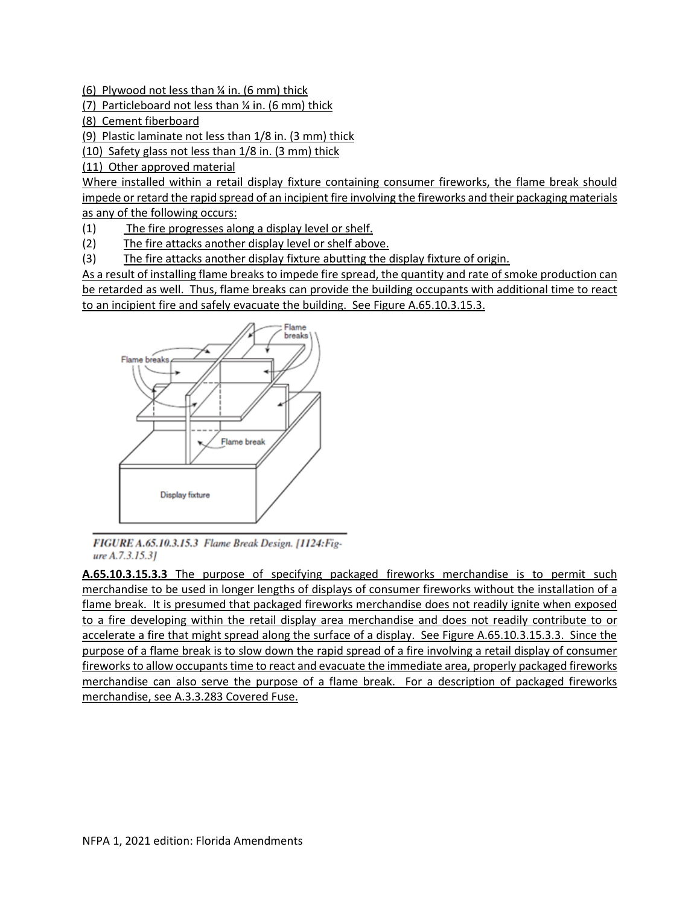(6) Plywood not less than ¼ in. (6 mm) thick

(7) Particleboard not less than ¼ in. (6 mm) thick

(8) Cement fiberboard

(9) Plastic laminate not less than 1/8 in. (3 mm) thick

(10) Safety glass not less than 1/8 in. (3 mm) thick

(11) Other approved material

Where installed within a retail display fixture containing consumer fireworks, the flame break should impede or retard the rapid spread of an incipient fire involving the fireworks and their packaging materials as any of the following occurs:

(1) The fire progresses along a display level or shelf.

(2) The fire attacks another display level or shelf above.

(3) The fire attacks another display fixture abutting the display fixture of origin.

As a result of installing flame breaks to impede fire spread, the quantity and rate of smoke production can be retarded as well. Thus, flame breaks can provide the building occupants with additional time to react to an incipient fire and safely evacuate the building. See Figure A.65.10.3.15.3.

*FIGURE A.65.10.3.15.3 Flame Break Design. [1124:Figure A.7.3.15.3]*

**A.65.10.3.15.3.3** The purpose of specifying packaged fireworks merchandise is to permit such merchandise to be used in longer lengths of displays of consumer fireworks without the installation of a flame break. It is presumed that packaged fireworks merchandise does not readily ignite when exposed to a fire developing within the retail display area merchandise and does not readily contribute to or accelerate a fire that might spread along the surface of a display. See Figure A.65.10.3.15.3.3. Since the purpose of a flame break is to slow down the rapid spread of a fire involving a retail display of consumer fireworks to allow occupants time to react and evacuate the immediate area, properly packaged fireworks merchandise can also serve the purpose of a flame break. For a description of packaged fireworks merchandise, see A.3.3.283 Covered Fuse.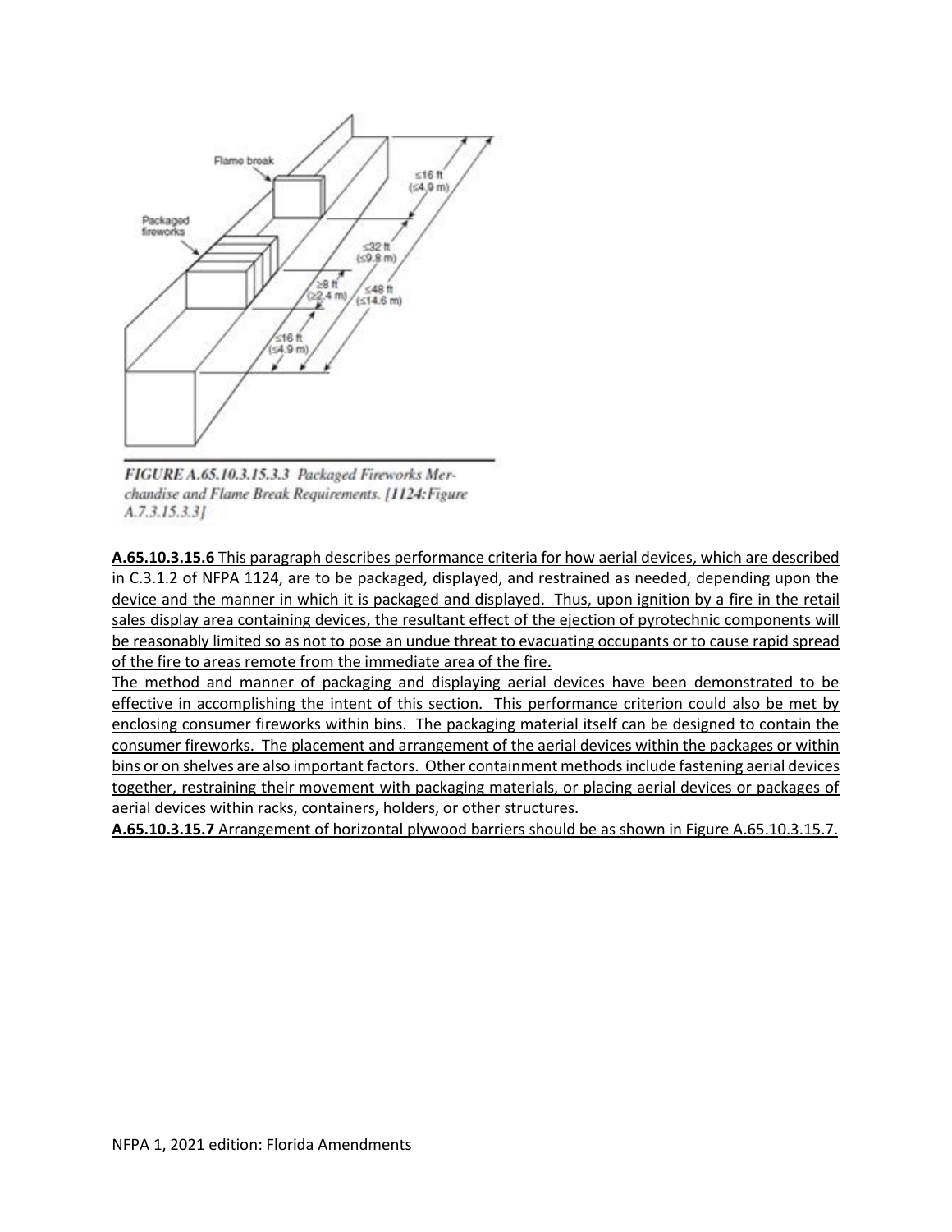*FIGURE A.65.10.3.15.3.3 Packaged Fireworks Merchandise and Flame Break Requirements. [1124:Figure A.7.3.15.3.3]*

**A.65.10.3.15.6** This paragraph describes performance criteria for how aerial devices, which are described in C.3.1.2 of NFPA 1124, are to be packaged, displayed, and restrained as needed, depending upon the device and the manner in which it is packaged and displayed. Thus, upon ignition by a fire in the retail sales display area containing devices, the resultant effect of the ejection of pyrotechnic components will be reasonably limited so as not to pose an undue threat to evacuating occupants or to cause rapid spread of the fire to areas remote from the immediate area of the fire.

The method and manner of packaging and displaying aerial devices have been demonstrated to be effective in accomplishing the intent of this section. This performance criterion could also be met by enclosing consumer fireworks within bins. The packaging material itself can be designed to contain the consumer fireworks. The placement and arrangement of the aerial devices within the packages or within bins or on shelves are also important factors. Other containment methods include fastening aerial devices together, restraining their movement with packaging materials, or placing aerial devices or packages of aerial devices within racks, containers, holders, or other structures.

**A.65.10.3.15.7** Arrangement of horizontal plywood barriers should be as shown in Figure A.65.10.3.15.7.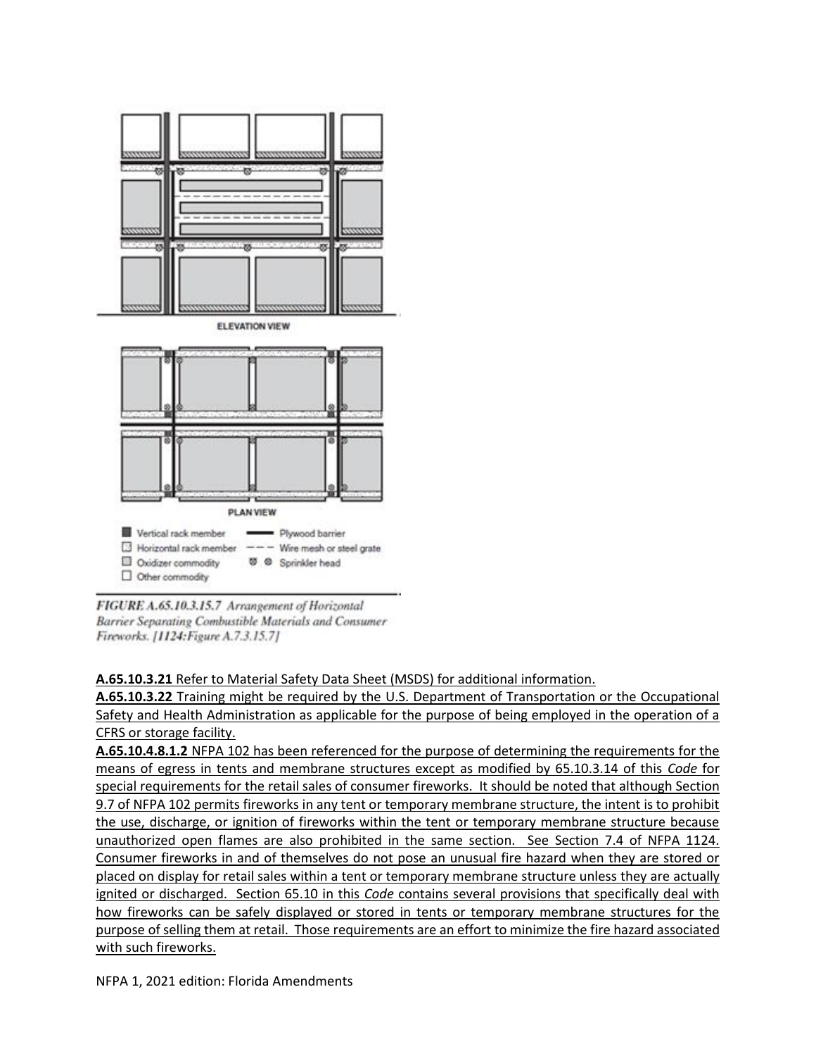ELEVATION VIEW

PLAN VIEW

Vertical rack member — Plywood barrier
Horizontal rack member - - - Wire mesh or steel grate
Oxidizer commodity — Sprinkler head
Other commodity

*FIGURE A.65.10.3.15.7 Arrangement of Horizontal Barrier Separating Combustible Materials and Consumer Fireworks. [1124:Figure A.7.3.15.7]*

**A.65.10.3.21** Refer to Material Safety Data Sheet (MSDS) for additional information.

**A.65.10.3.22** Training might be required by the U.S. Department of Transportation or the Occupational Safety and Health Administration as applicable for the purpose of being employed in the operation of a CFRS or storage facility.

**A.65.10.4.8.1.2** NFPA 102 has been referenced for the purpose of determining the requirements for the means of egress in tents and membrane structures except as modified by 65.10.3.14 of this *Code* for special requirements for the retail sales of consumer fireworks. It should be noted that although Section 9.7 of NFPA 102 permits fireworks in any tent or temporary membrane structure, the intent is to prohibit the use, discharge, or ignition of fireworks within the tent or temporary membrane structure because unauthorized open flames are also prohibited in the same section. See Section 7.4 of NFPA 1124. Consumer fireworks in and of themselves do not pose an unusual fire hazard when they are stored or placed on display for retail sales within a tent or temporary membrane structure unless they are actually ignited or discharged. Section 65.10 in this *Code* contains several provisions that specifically deal with how fireworks can be safely displayed or stored in tents or temporary membrane structures for the purpose of selling them at retail. Those requirements are an effort to minimize the fire hazard associated with such fireworks.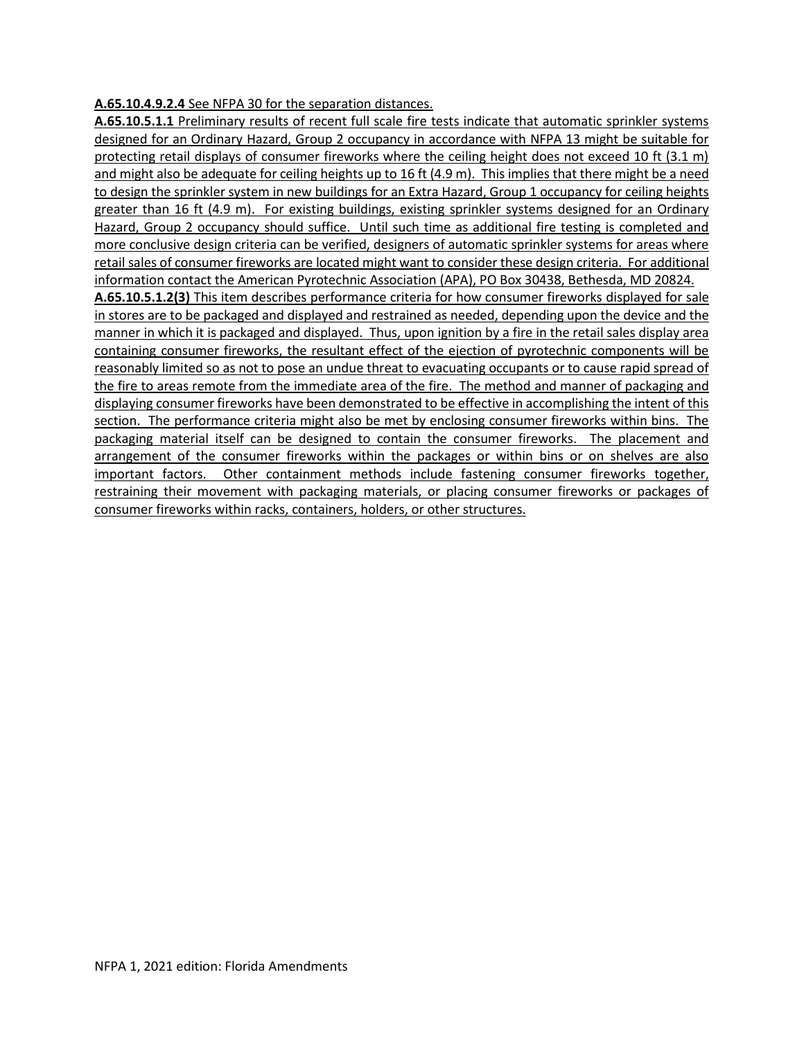**A.65.10.4.9.2.4** See NFPA 30 for the separation distances.

**A.65.10.5.1.1** Preliminary results of recent full scale fire tests indicate that automatic sprinkler systems designed for an Ordinary Hazard, Group 2 occupancy in accordance with NFPA 13 might be suitable for protecting retail displays of consumer fireworks where the ceiling height does not exceed 10 ft (3.1 m) and might also be adequate for ceiling heights up to 16 ft (4.9 m). This implies that there might be a need to design the sprinkler system in new buildings for an Extra Hazard, Group 1 occupancy for ceiling heights greater than 16 ft (4.9 m). For existing buildings, existing sprinkler systems designed for an Ordinary Hazard, Group 2 occupancy should suffice. Until such time as additional fire testing is completed and more conclusive design criteria can be verified, designers of automatic sprinkler systems for areas where retail sales of consumer fireworks are located might want to consider these design criteria. For additional information contact the American Pyrotechnic Association (APA), PO Box 30438, Bethesda, MD 20824.

**A.65.10.5.1.2(3)** This item describes performance criteria for how consumer fireworks displayed for sale in stores are to be packaged and displayed and restrained as needed, depending upon the device and the manner in which it is packaged and displayed. Thus, upon ignition by a fire in the retail sales display area containing consumer fireworks, the resultant effect of the ejection of pyrotechnic components will be reasonably limited so as not to pose an undue threat to evacuating occupants or to cause rapid spread of the fire to areas remote from the immediate area of the fire. The method and manner of packaging and displaying consumer fireworks have been demonstrated to be effective in accomplishing the intent of this section. The performance criteria might also be met by enclosing consumer fireworks within bins. The packaging material itself can be designed to contain the consumer fireworks. The placement and arrangement of the consumer fireworks within the packages or within bins or on shelves are also important factors. Other containment methods include fastening consumer fireworks together, restraining their movement with packaging materials, or placing consumer fireworks or packages of consumer fireworks within racks, containers, holders, or other structures.